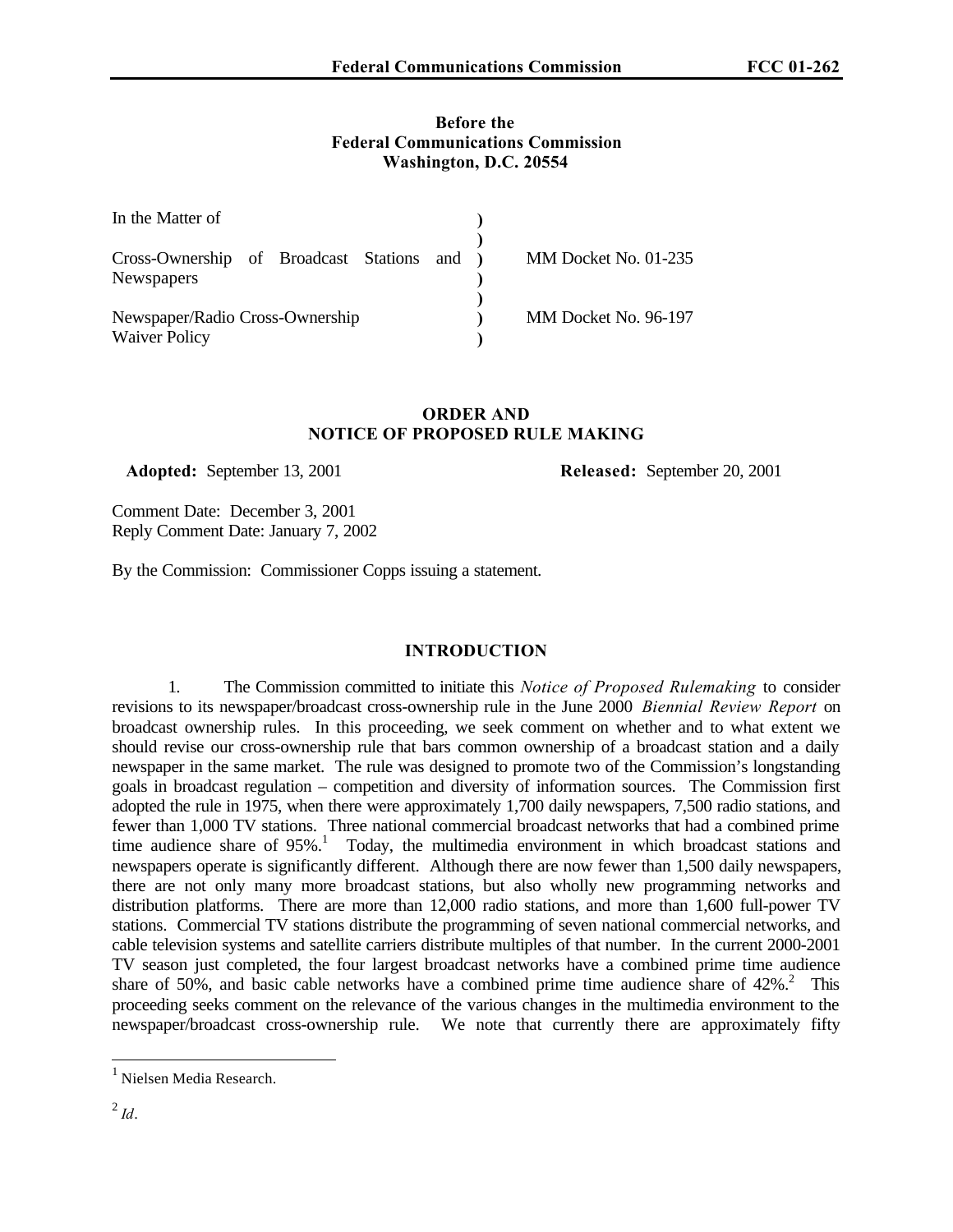**Before the**
**Federal Communications Commission**
**Washington, D.C. 20554**

| | | |
|---|---|---|
| In the Matter of | ) | |
| | ) | |
| Cross-Ownership of Broadcast Stations and Newspapers | ) | MM Docket No. 01-235 |
| | ) | |
| Newspaper/Radio Cross-Ownership Waiver Policy | ) | MM Docket No. 96-197 |
| | ) | |

## ORDER AND NOTICE OF PROPOSED RULE MAKING

**Adopted:** September 13, 2001 **Released:** September 20, 2001

Comment Date: December 3, 2001
Reply Comment Date: January 7, 2002

By the Commission: Commissioner Copps issuing a statement.

## INTRODUCTION

1. The Commission committed to initiate this *Notice of Proposed Rulemaking* to consider revisions to its newspaper/broadcast cross-ownership rule in the June 2000 *Biennial Review Report* on broadcast ownership rules. In this proceeding, we seek comment on whether and to what extent we should revise our cross-ownership rule that bars common ownership of a broadcast station and a daily newspaper in the same market. The rule was designed to promote two of the Commission's longstanding goals in broadcast regulation – competition and diversity of information sources. The Commission first adopted the rule in 1975, when there were approximately 1,700 daily newspapers, 7,500 radio stations, and fewer than 1,000 TV stations. Three national commercial broadcast networks that had a combined prime time audience share of 95%.[1] Today, the multimedia environment in which broadcast stations and newspapers operate is significantly different. Although there are now fewer than 1,500 daily newspapers, there are not only many more broadcast stations, but also wholly new programming networks and distribution platforms. There are more than 12,000 radio stations, and more than 1,600 full-power TV stations. Commercial TV stations distribute the programming of seven national commercial networks, and cable television systems and satellite carriers distribute multiples of that number. In the current 2000-2001 TV season just completed, the four largest broadcast networks have a combined prime time audience share of 50%, and basic cable networks have a combined prime time audience share of 42%.[2] This proceeding seeks comment on the relevance of the various changes in the multimedia environment to the newspaper/broadcast cross-ownership rule. We note that currently there are approximately fifty

---

[1] Nielsen Media Research.

[2] *Id*.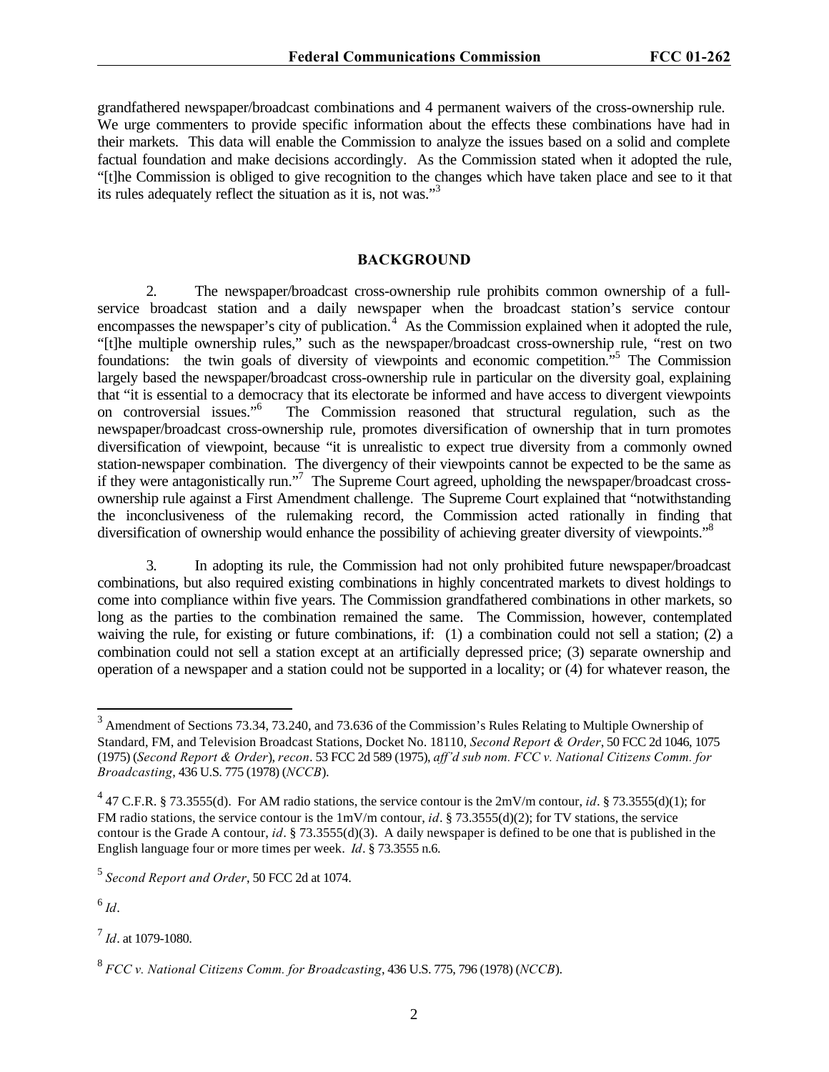grandfathered newspaper/broadcast combinations and 4 permanent waivers of the cross-ownership rule. We urge commenters to provide specific information about the effects these combinations have had in their markets. This data will enable the Commission to analyze the issues based on a solid and complete factual foundation and make decisions accordingly. As the Commission stated when it adopted the rule, "[t]he Commission is obliged to give recognition to the changes which have taken place and see to it that its rules adequately reflect the situation as it is, not was."[3]

## BACKGROUND

2. The newspaper/broadcast cross-ownership rule prohibits common ownership of a full-service broadcast station and a daily newspaper when the broadcast station's service contour encompasses the newspaper's city of publication.[4] As the Commission explained when it adopted the rule, "[t]he multiple ownership rules," such as the newspaper/broadcast cross-ownership rule, "rest on two foundations: the twin goals of diversity of viewpoints and economic competition."[5] The Commission largely based the newspaper/broadcast cross-ownership rule in particular on the diversity goal, explaining that "it is essential to a democracy that its electorate be informed and have access to divergent viewpoints on controversial issues."[6] The Commission reasoned that structural regulation, such as the newspaper/broadcast cross-ownership rule, promotes diversification of ownership that in turn promotes diversification of viewpoint, because "it is unrealistic to expect true diversity from a commonly owned station-newspaper combination. The divergency of their viewpoints cannot be expected to be the same as if they were antagonistically run."[7] The Supreme Court agreed, upholding the newspaper/broadcast cross-ownership rule against a First Amendment challenge. The Supreme Court explained that "notwithstanding the inconclusiveness of the rulemaking record, the Commission acted rationally in finding that diversification of ownership would enhance the possibility of achieving greater diversity of viewpoints."[8]

3. In adopting its rule, the Commission had not only prohibited future newspaper/broadcast combinations, but also required existing combinations in highly concentrated markets to divest holdings to come into compliance within five years. The Commission grandfathered combinations in other markets, so long as the parties to the combination remained the same. The Commission, however, contemplated waiving the rule, for existing or future combinations, if: (1) a combination could not sell a station; (2) a combination could not sell a station except at an artificially depressed price; (3) separate ownership and operation of a newspaper and a station could not be supported in a locality; or (4) for whatever reason, the

---

[3] Amendment of Sections 73.34, 73.240, and 73.636 of the Commission's Rules Relating to Multiple Ownership of Standard, FM, and Television Broadcast Stations, Docket No. 18110, *Second Report & Order*, 50 FCC 2d 1046, 1075 (1975) (*Second Report & Order*), *recon*. 53 FCC 2d 589 (1975), *aff'd sub nom. FCC v. National Citizens Comm. for Broadcasting*, 436 U.S. 775 (1978) (*NCCB*).

[4] 47 C.F.R. § 73.3555(d). For AM radio stations, the service contour is the 2mV/m contour, *id*. § 73.3555(d)(1); for FM radio stations, the service contour is the 1mV/m contour, *id*. § 73.3555(d)(2); for TV stations, the service contour is the Grade A contour, *id*. § 73.3555(d)(3). A daily newspaper is defined to be one that is published in the English language four or more times per week. *Id*. § 73.3555 n.6.

[5] *Second Report and Order*, 50 FCC 2d at 1074.

[6] *Id*.

[7] *Id*. at 1079-1080.

[8] *FCC v. National Citizens Comm. for Broadcasting*, 436 U.S. 775, 796 (1978) (*NCCB*).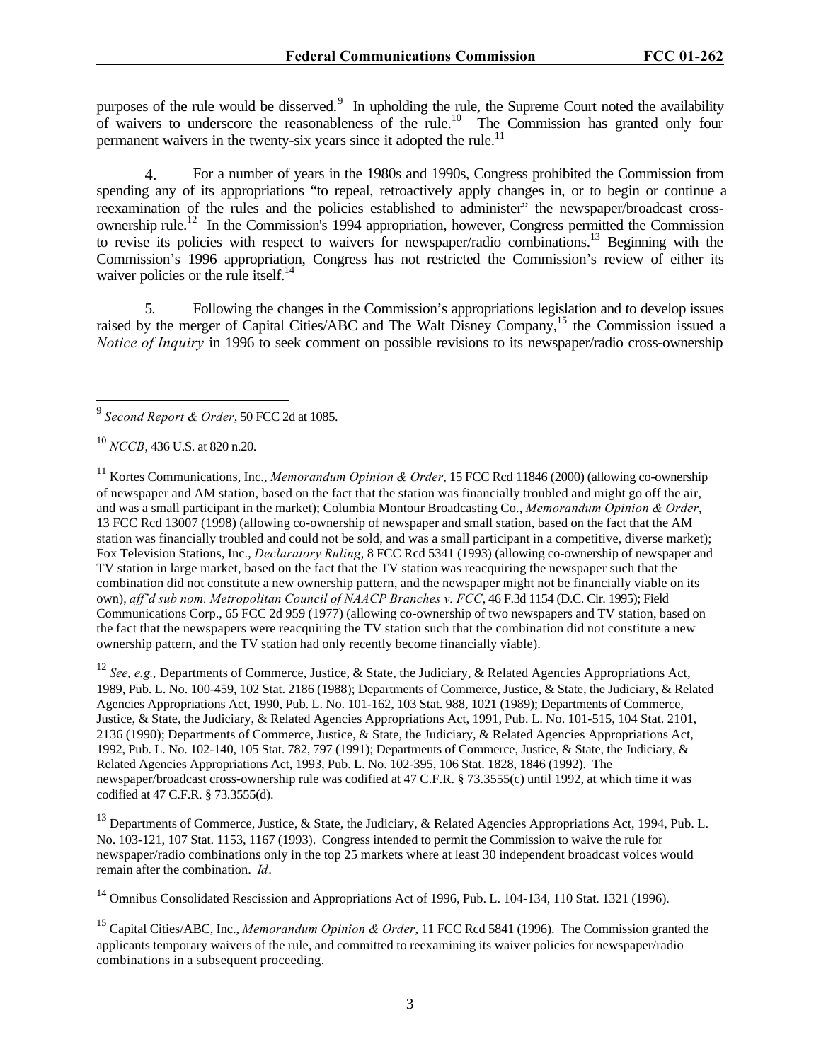purposes of the rule would be disserved.[9] In upholding the rule, the Supreme Court noted the availability of waivers to underscore the reasonableness of the rule.[10] The Commission has granted only four permanent waivers in the twenty-six years since it adopted the rule.[11]

4. For a number of years in the 1980s and 1990s, Congress prohibited the Commission from spending any of its appropriations "to repeal, retroactively apply changes in, or to begin or continue a reexamination of the rules and the policies established to administer" the newspaper/broadcast cross-ownership rule.[12] In the Commission's 1994 appropriation, however, Congress permitted the Commission to revise its policies with respect to waivers for newspaper/radio combinations.[13] Beginning with the Commission's 1996 appropriation, Congress has not restricted the Commission's review of either its waiver policies or the rule itself.[14]

5. Following the changes in the Commission's appropriations legislation and to develop issues raised by the merger of Capital Cities/ABC and The Walt Disney Company,[15] the Commission issued a *Notice of Inquiry* in 1996 to seek comment on possible revisions to its newspaper/radio cross-ownership

---

[9] *Second Report & Order*, 50 FCC 2d at 1085.

[10] *NCCB*, 436 U.S. at 820 n.20.

[11] Kortes Communications, Inc., *Memorandum Opinion & Order*, 15 FCC Rcd 11846 (2000) (allowing co-ownership of newspaper and AM station, based on the fact that the station was financially troubled and might go off the air, and was a small participant in the market); Columbia Montour Broadcasting Co., *Memorandum Opinion & Order*, 13 FCC Rcd 13007 (1998) (allowing co-ownership of newspaper and small station, based on the fact that the AM station was financially troubled and could not be sold, and was a small participant in a competitive, diverse market); Fox Television Stations, Inc., *Declaratory Ruling*, 8 FCC Rcd 5341 (1993) (allowing co-ownership of newspaper and TV station in large market, based on the fact that the TV station was reacquiring the newspaper such that the combination did not constitute a new ownership pattern, and the newspaper might not be financially viable on its own), *aff'd sub nom. Metropolitan Council of NAACP Branches v. FCC*, 46 F.3d 1154 (D.C. Cir. 1995); Field Communications Corp., 65 FCC 2d 959 (1977) (allowing co-ownership of two newspapers and TV station, based on the fact that the newspapers were reacquiring the TV station such that the combination did not constitute a new ownership pattern, and the TV station had only recently become financially viable).

[12] *See, e.g.,* Departments of Commerce, Justice, & State, the Judiciary, & Related Agencies Appropriations Act, 1989, Pub. L. No. 100-459, 102 Stat. 2186 (1988); Departments of Commerce, Justice, & State, the Judiciary, & Related Agencies Appropriations Act, 1990, Pub. L. No. 101-162, 103 Stat. 988, 1021 (1989); Departments of Commerce, Justice, & State, the Judiciary, & Related Agencies Appropriations Act, 1991, Pub. L. No. 101-515, 104 Stat. 2101, 2136 (1990); Departments of Commerce, Justice, & State, the Judiciary, & Related Agencies Appropriations Act, 1992, Pub. L. No. 102-140, 105 Stat. 782, 797 (1991); Departments of Commerce, Justice, & State, the Judiciary, & Related Agencies Appropriations Act, 1993, Pub. L. No. 102-395, 106 Stat. 1828, 1846 (1992). The newspaper/broadcast cross-ownership rule was codified at 47 C.F.R. § 73.3555(c) until 1992, at which time it was codified at 47 C.F.R. § 73.3555(d).

[13] Departments of Commerce, Justice, & State, the Judiciary, & Related Agencies Appropriations Act, 1994, Pub. L. No. 103-121, 107 Stat. 1153, 1167 (1993). Congress intended to permit the Commission to waive the rule for newspaper/radio combinations only in the top 25 markets where at least 30 independent broadcast voices would remain after the combination. *Id*.

[14] Omnibus Consolidated Rescission and Appropriations Act of 1996, Pub. L. 104-134, 110 Stat. 1321 (1996).

[15] Capital Cities/ABC, Inc., *Memorandum Opinion & Order*, 11 FCC Rcd 5841 (1996). The Commission granted the applicants temporary waivers of the rule, and committed to reexamining its waiver policies for newspaper/radio combinations in a subsequent proceeding.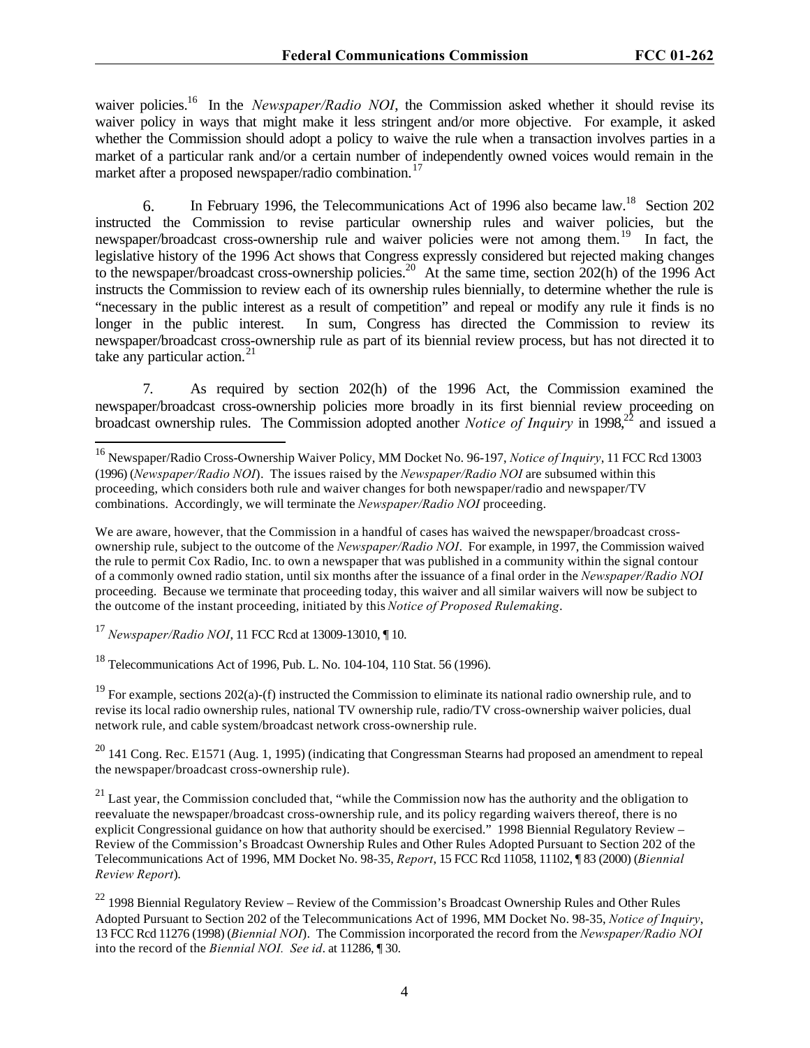waiver policies.[16] In the *Newspaper/Radio NOI*, the Commission asked whether it should revise its waiver policy in ways that might make it less stringent and/or more objective. For example, it asked whether the Commission should adopt a policy to waive the rule when a transaction involves parties in a market of a particular rank and/or a certain number of independently owned voices would remain in the market after a proposed newspaper/radio combination.[17]

6. In February 1996, the Telecommunications Act of 1996 also became law.[18] Section 202 instructed the Commission to revise particular ownership rules and waiver policies, but the newspaper/broadcast cross-ownership rule and waiver policies were not among them.[19] In fact, the legislative history of the 1996 Act shows that Congress expressly considered but rejected making changes to the newspaper/broadcast cross-ownership policies.[20] At the same time, section 202(h) of the 1996 Act instructs the Commission to review each of its ownership rules biennially, to determine whether the rule is "necessary in the public interest as a result of competition" and repeal or modify any rule it finds is no longer in the public interest. In sum, Congress has directed the Commission to review its newspaper/broadcast cross-ownership rule as part of its biennial review process, but has not directed it to take any particular action.[21]

7. As required by section 202(h) of the 1996 Act, the Commission examined the newspaper/broadcast cross-ownership policies more broadly in its first biennial review proceeding on broadcast ownership rules. The Commission adopted another *Notice of Inquiry* in 1998,[22] and issued a

---

[16] Newspaper/Radio Cross-Ownership Waiver Policy, MM Docket No. 96-197, *Notice of Inquiry*, 11 FCC Rcd 13003 (1996) (*Newspaper/Radio NOI*). The issues raised by the *Newspaper/Radio NOI* are subsumed within this proceeding, which considers both rule and waiver changes for both newspaper/radio and newspaper/TV combinations. Accordingly, we will terminate the *Newspaper/Radio NOI* proceeding.

We are aware, however, that the Commission in a handful of cases has waived the newspaper/broadcast cross-ownership rule, subject to the outcome of the *Newspaper/Radio NOI*. For example, in 1997, the Commission waived the rule to permit Cox Radio, Inc. to own a newspaper that was published in a community within the signal contour of a commonly owned radio station, until six months after the issuance of a final order in the *Newspaper/Radio NOI* proceeding. Because we terminate that proceeding today, this waiver and all similar waivers will now be subject to the outcome of the instant proceeding, initiated by this *Notice of Proposed Rulemaking*.

[17] *Newspaper/Radio NOI*, 11 FCC Rcd at 13009-13010, ¶ 10.

[18] Telecommunications Act of 1996, Pub. L. No. 104-104, 110 Stat. 56 (1996).

[19] For example, sections 202(a)-(f) instructed the Commission to eliminate its national radio ownership rule, and to revise its local radio ownership rules, national TV ownership rule, radio/TV cross-ownership waiver policies, dual network rule, and cable system/broadcast network cross-ownership rule.

[20] 141 Cong. Rec. E1571 (Aug. 1, 1995) (indicating that Congressman Stearns had proposed an amendment to repeal the newspaper/broadcast cross-ownership rule).

[21] Last year, the Commission concluded that, "while the Commission now has the authority and the obligation to reevaluate the newspaper/broadcast cross-ownership rule, and its policy regarding waivers thereof, there is no explicit Congressional guidance on how that authority should be exercised." 1998 Biennial Regulatory Review – Review of the Commission's Broadcast Ownership Rules and Other Rules Adopted Pursuant to Section 202 of the Telecommunications Act of 1996, MM Docket No. 98-35, *Report*, 15 FCC Rcd 11058, 11102, ¶ 83 (2000) (*Biennial Review Report*).

[22] 1998 Biennial Regulatory Review – Review of the Commission's Broadcast Ownership Rules and Other Rules Adopted Pursuant to Section 202 of the Telecommunications Act of 1996, MM Docket No. 98-35, *Notice of Inquiry*, 13 FCC Rcd 11276 (1998) (*Biennial NOI*). The Commission incorporated the record from the *Newspaper/Radio NOI* into the record of the *Biennial NOI*. *See id*. at 11286, ¶ 30.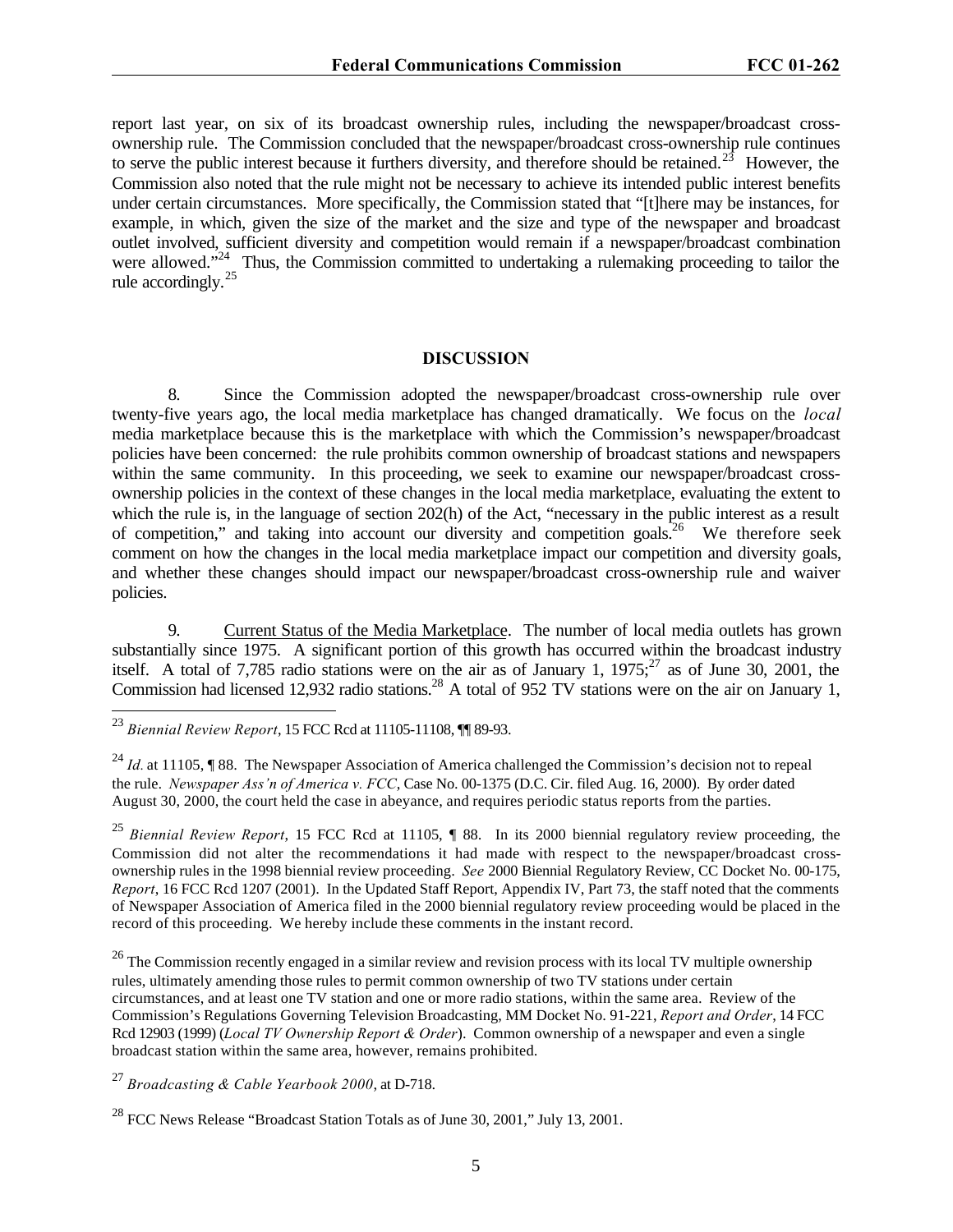report last year, on six of its broadcast ownership rules, including the newspaper/broadcast cross-ownership rule. The Commission concluded that the newspaper/broadcast cross-ownership rule continues to serve the public interest because it furthers diversity, and therefore should be retained.[23] However, the Commission also noted that the rule might not be necessary to achieve its intended public interest benefits under certain circumstances. More specifically, the Commission stated that "[t]here may be instances, for example, in which, given the size of the market and the size and type of the newspaper and broadcast outlet involved, sufficient diversity and competition would remain if a newspaper/broadcast combination were allowed."[24] Thus, the Commission committed to undertaking a rulemaking proceeding to tailor the rule accordingly.[25]

## DISCUSSION

8. Since the Commission adopted the newspaper/broadcast cross-ownership rule over twenty-five years ago, the local media marketplace has changed dramatically. We focus on the *local* media marketplace because this is the marketplace with which the Commission's newspaper/broadcast policies have been concerned: the rule prohibits common ownership of broadcast stations and newspapers within the same community. In this proceeding, we seek to examine our newspaper/broadcast cross-ownership policies in the context of these changes in the local media marketplace, evaluating the extent to which the rule is, in the language of section 202(h) of the Act, "necessary in the public interest as a result of competition," and taking into account our diversity and competition goals.[26] We therefore seek comment on how the changes in the local media marketplace impact our competition and diversity goals, and whether these changes should impact our newspaper/broadcast cross-ownership rule and waiver policies.

9. Current Status of the Media Marketplace. The number of local media outlets has grown substantially since 1975. A significant portion of this growth has occurred within the broadcast industry itself. A total of 7,785 radio stations were on the air as of January 1, 1975;[27] as of June 30, 2001, the Commission had licensed 12,932 radio stations.[28] A total of 952 TV stations were on the air on January 1,

---

[23] *Biennial Review Report*, 15 FCC Rcd at 11105-11108, ¶¶ 89-93.

[24] *Id.* at 11105, ¶ 88. The Newspaper Association of America challenged the Commission's decision not to repeal the rule. *Newspaper Ass'n of America v. FCC*, Case No. 00-1375 (D.C. Cir. filed Aug. 16, 2000). By order dated August 30, 2000, the court held the case in abeyance, and requires periodic status reports from the parties.

[25] *Biennial Review Report*, 15 FCC Rcd at 11105, ¶ 88. In its 2000 biennial regulatory review proceeding, the Commission did not alter the recommendations it had made with respect to the newspaper/broadcast cross-ownership rules in the 1998 biennial review proceeding. *See* 2000 Biennial Regulatory Review, CC Docket No. 00-175, *Report*, 16 FCC Rcd 1207 (2001). In the Updated Staff Report, Appendix IV, Part 73, the staff noted that the comments of Newspaper Association of America filed in the 2000 biennial regulatory review proceeding would be placed in the record of this proceeding. We hereby include these comments in the instant record.

[26] The Commission recently engaged in a similar review and revision process with its local TV multiple ownership rules, ultimately amending those rules to permit common ownership of two TV stations under certain circumstances, and at least one TV station and one or more radio stations, within the same area. Review of the Commission's Regulations Governing Television Broadcasting, MM Docket No. 91-221, *Report and Order*, 14 FCC Rcd 12903 (1999) (*Local TV Ownership Report & Order*). Common ownership of a newspaper and even a single broadcast station within the same area, however, remains prohibited.

[27] *Broadcasting & Cable Yearbook 2000*, at D-718.

[28] FCC News Release "Broadcast Station Totals as of June 30, 2001," July 13, 2001.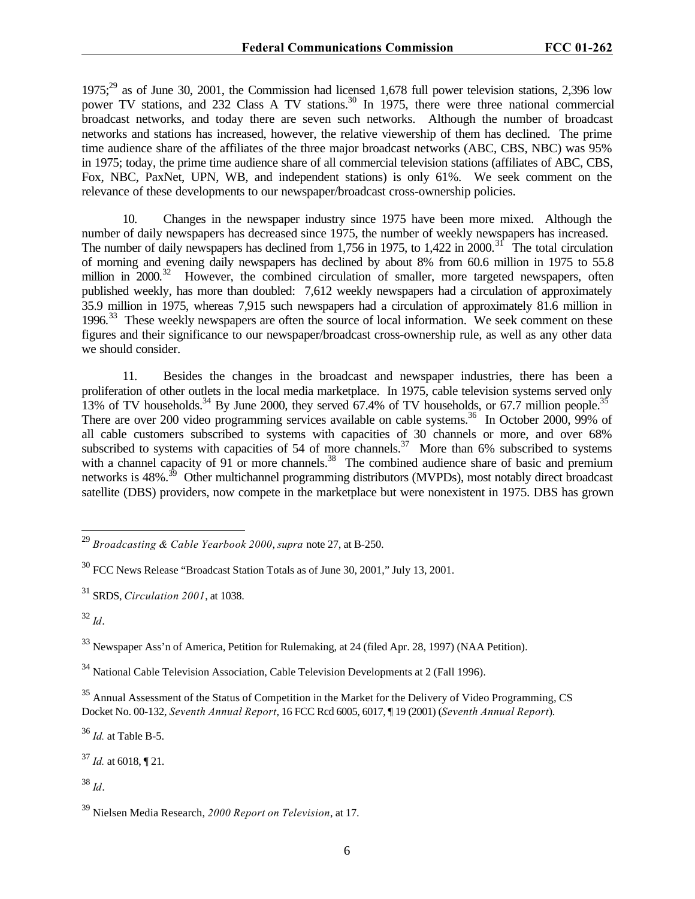1975;[29] as of June 30, 2001, the Commission had licensed 1,678 full power television stations, 2,396 low power TV stations, and 232 Class A TV stations.[30] In 1975, there were three national commercial broadcast networks, and today there are seven such networks. Although the number of broadcast networks and stations has increased, however, the relative viewership of them has declined. The prime time audience share of the affiliates of the three major broadcast networks (ABC, CBS, NBC) was 95% in 1975; today, the prime time audience share of all commercial television stations (affiliates of ABC, CBS, Fox, NBC, PaxNet, UPN, WB, and independent stations) is only 61%. We seek comment on the relevance of these developments to our newspaper/broadcast cross-ownership policies.

10. Changes in the newspaper industry since 1975 have been more mixed. Although the number of daily newspapers has decreased since 1975, the number of weekly newspapers has increased. The number of daily newspapers has declined from 1,756 in 1975, to 1,422 in 2000.[31] The total circulation of morning and evening daily newspapers has declined by about 8% from 60.6 million in 1975 to 55.8 million in 2000.[32] However, the combined circulation of smaller, more targeted newspapers, often published weekly, has more than doubled: 7,612 weekly newspapers had a circulation of approximately 35.9 million in 1975, whereas 7,915 such newspapers had a circulation of approximately 81.6 million in 1996.[33] These weekly newspapers are often the source of local information. We seek comment on these figures and their significance to our newspaper/broadcast cross-ownership rule, as well as any other data we should consider.

11. Besides the changes in the broadcast and newspaper industries, there has been a proliferation of other outlets in the local media marketplace. In 1975, cable television systems served only 13% of TV households.[34] By June 2000, they served 67.4% of TV households, or 67.7 million people.[35] There are over 200 video programming services available on cable systems.[36] In October 2000, 99% of all cable customers subscribed to systems with capacities of 30 channels or more, and over 68% subscribed to systems with capacities of 54 of more channels.[37] More than 6% subscribed to systems with a channel capacity of 91 or more channels.[38] The combined audience share of basic and premium networks is 48%.[39] Other multichannel programming distributors (MVPDs), most notably direct broadcast satellite (DBS) providers, now compete in the marketplace but were nonexistent in 1975. DBS has grown

---

[29] *Broadcasting & Cable Yearbook 2000*, *supra* note 27, at B-250.

[30] FCC News Release "Broadcast Station Totals as of June 30, 2001," July 13, 2001.

[31] SRDS, *Circulation 2001*, at 1038.

[32] *Id*.

[33] Newspaper Ass'n of America, Petition for Rulemaking, at 24 (filed Apr. 28, 1997) (NAA Petition).

[34] National Cable Television Association, Cable Television Developments at 2 (Fall 1996).

[35] Annual Assessment of the Status of Competition in the Market for the Delivery of Video Programming, CS Docket No. 00-132, *Seventh Annual Report*, 16 FCC Rcd 6005, 6017, ¶ 19 (2001) (*Seventh Annual Report*).

[36] *Id.* at Table B-5.

[37] *Id.* at 6018, ¶ 21.

[38] *Id*.

[39] Nielsen Media Research, *2000 Report on Television*, at 17.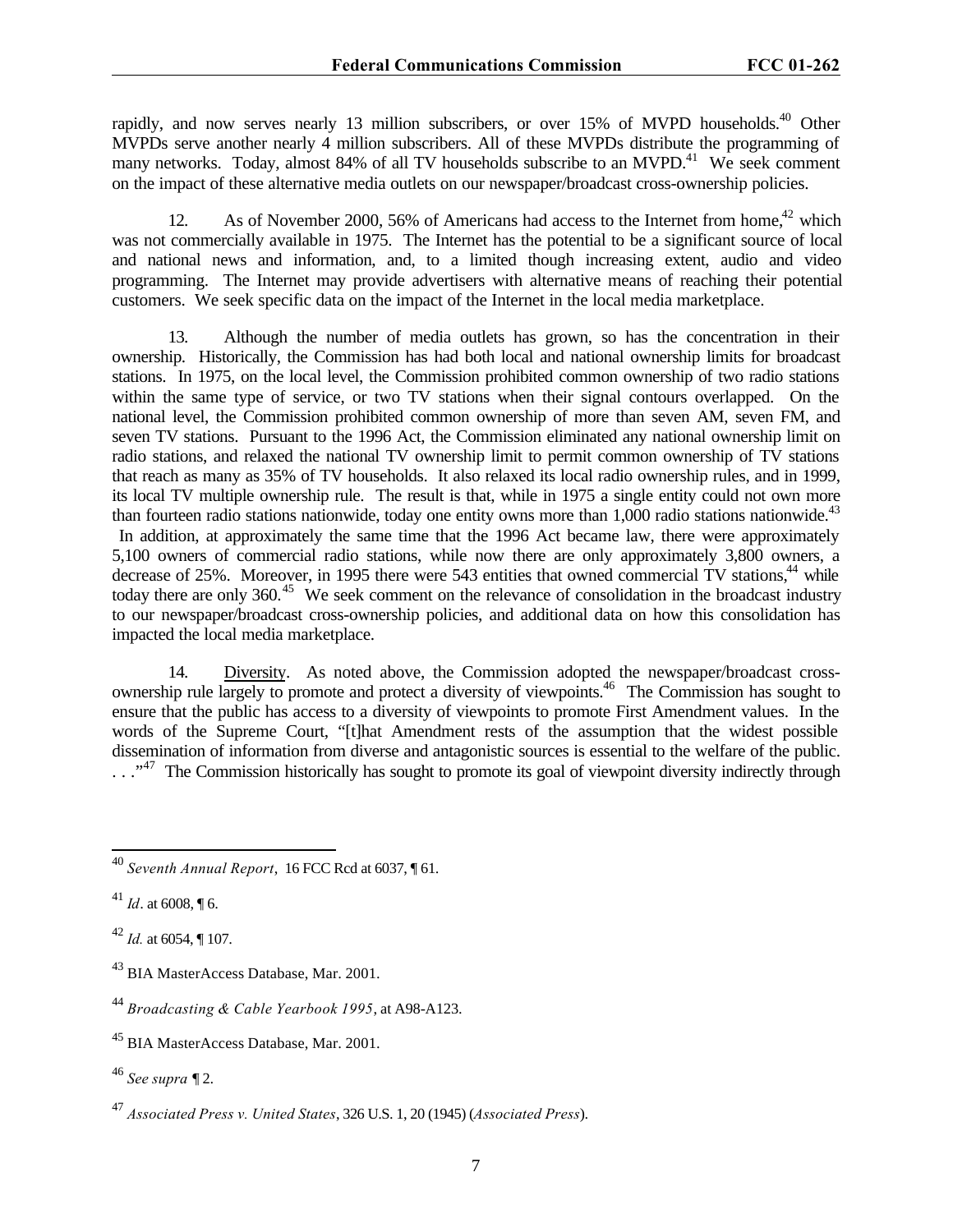rapidly, and now serves nearly 13 million subscribers, or over 15% of MVPD households.[40] Other MVPDs serve another nearly 4 million subscribers. All of these MVPDs distribute the programming of many networks. Today, almost 84% of all TV households subscribe to an MVPD.[41] We seek comment on the impact of these alternative media outlets on our newspaper/broadcast cross-ownership policies.

12. As of November 2000, 56% of Americans had access to the Internet from home,[42] which was not commercially available in 1975. The Internet has the potential to be a significant source of local and national news and information, and, to a limited though increasing extent, audio and video programming. The Internet may provide advertisers with alternative means of reaching their potential customers. We seek specific data on the impact of the Internet in the local media marketplace.

13. Although the number of media outlets has grown, so has the concentration in their ownership. Historically, the Commission has had both local and national ownership limits for broadcast stations. In 1975, on the local level, the Commission prohibited common ownership of two radio stations within the same type of service, or two TV stations when their signal contours overlapped. On the national level, the Commission prohibited common ownership of more than seven AM, seven FM, and seven TV stations. Pursuant to the 1996 Act, the Commission eliminated any national ownership limit on radio stations, and relaxed the national TV ownership limit to permit common ownership of TV stations that reach as many as 35% of TV households. It also relaxed its local radio ownership rules, and in 1999, its local TV multiple ownership rule. The result is that, while in 1975 a single entity could not own more than fourteen radio stations nationwide, today one entity owns more than 1,000 radio stations nationwide.[43] In addition, at approximately the same time that the 1996 Act became law, there were approximately 5,100 owners of commercial radio stations, while now there are only approximately 3,800 owners, a decrease of 25%. Moreover, in 1995 there were 543 entities that owned commercial TV stations,[44] while today there are only 360.[45] We seek comment on the relevance of consolidation in the broadcast industry to our newspaper/broadcast cross-ownership policies, and additional data on how this consolidation has impacted the local media marketplace.

14. Diversity. As noted above, the Commission adopted the newspaper/broadcast cross-ownership rule largely to promote and protect a diversity of viewpoints.[46] The Commission has sought to ensure that the public has access to a diversity of viewpoints to promote First Amendment values. In the words of the Supreme Court, "[t]hat Amendment rests of the assumption that the widest possible dissemination of information from diverse and antagonistic sources is essential to the welfare of the public. . . ."[47] The Commission historically has sought to promote its goal of viewpoint diversity indirectly through

---

[40] *Seventh Annual Report*, 16 FCC Rcd at 6037, ¶ 61.

[41] *Id*. at 6008, ¶ 6.

[42] *Id.* at 6054, ¶ 107.

[43] BIA MasterAccess Database, Mar. 2001.

[44] *Broadcasting & Cable Yearbook 1995*, at A98-A123.

[45] BIA MasterAccess Database, Mar. 2001.

[46] *See supra* ¶ 2.

[47] *Associated Press v. United States*, 326 U.S. 1, 20 (1945) (*Associated Press*).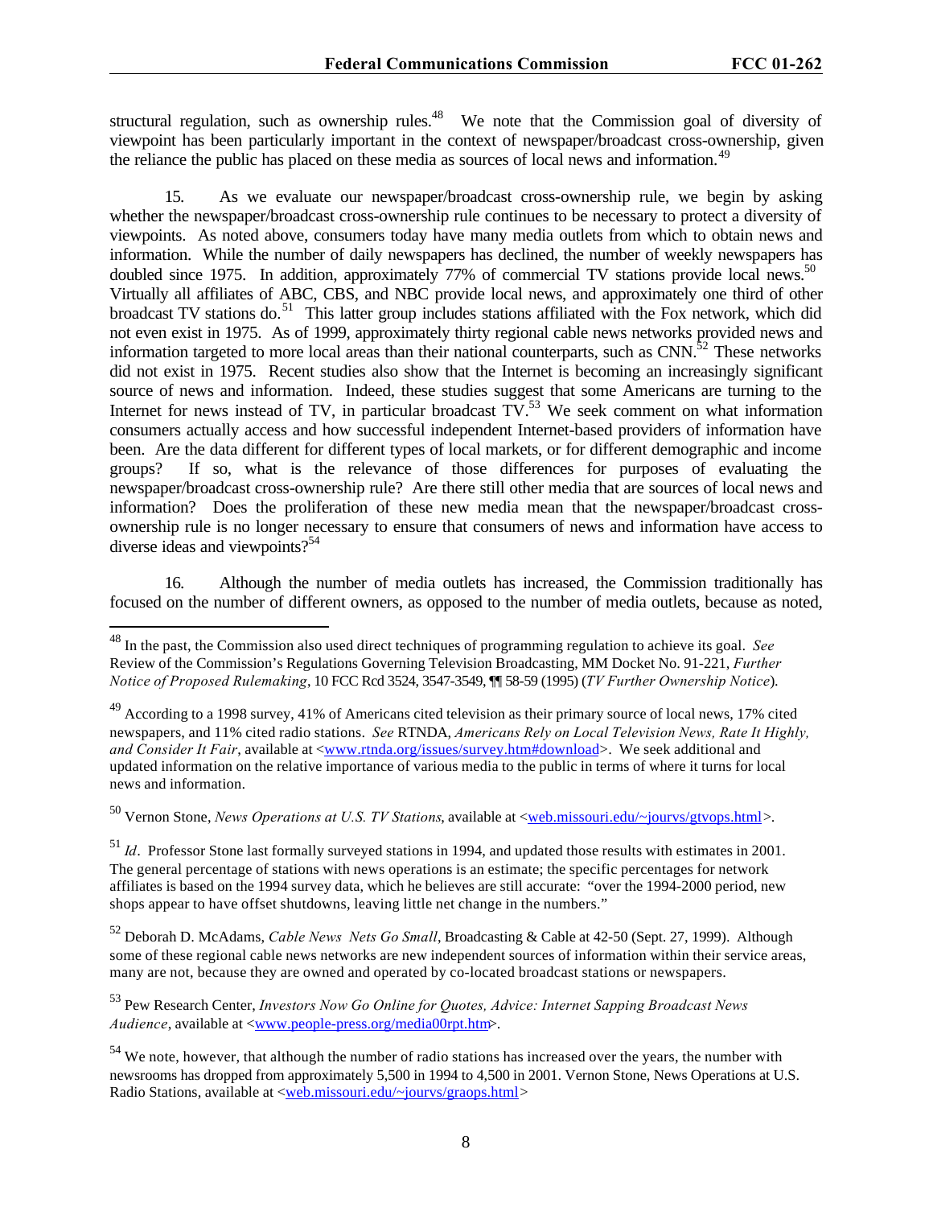structural regulation, such as ownership rules.[48] We note that the Commission goal of diversity of viewpoint has been particularly important in the context of newspaper/broadcast cross-ownership, given the reliance the public has placed on these media as sources of local news and information.[49]

15. As we evaluate our newspaper/broadcast cross-ownership rule, we begin by asking whether the newspaper/broadcast cross-ownership rule continues to be necessary to protect a diversity of viewpoints. As noted above, consumers today have many media outlets from which to obtain news and information. While the number of daily newspapers has declined, the number of weekly newspapers has doubled since 1975. In addition, approximately 77% of commercial TV stations provide local news.[50] Virtually all affiliates of ABC, CBS, and NBC provide local news, and approximately one third of other broadcast TV stations do.[51] This latter group includes stations affiliated with the Fox network, which did not even exist in 1975. As of 1999, approximately thirty regional cable news networks provided news and information targeted to more local areas than their national counterparts, such as CNN.[52] These networks did not exist in 1975. Recent studies also show that the Internet is becoming an increasingly significant source of news and information. Indeed, these studies suggest that some Americans are turning to the Internet for news instead of TV, in particular broadcast TV.[53] We seek comment on what information consumers actually access and how successful independent Internet-based providers of information have been. Are the data different for different types of local markets, or for different demographic and income groups? If so, what is the relevance of those differences for purposes of evaluating the newspaper/broadcast cross-ownership rule? Are there still other media that are sources of local news and information? Does the proliferation of these new media mean that the newspaper/broadcast cross-ownership rule is no longer necessary to ensure that consumers of news and information have access to diverse ideas and viewpoints?[54]

16. Although the number of media outlets has increased, the Commission traditionally has focused on the number of different owners, as opposed to the number of media outlets, because as noted,

---

[48] In the past, the Commission also used direct techniques of programming regulation to achieve its goal. *See* Review of the Commission's Regulations Governing Television Broadcasting, MM Docket No. 91-221, *Further Notice of Proposed Rulemaking*, 10 FCC Rcd 3524, 3547-3549, ¶¶ 58-59 (1995) (*TV Further Ownership Notice*).

[49] According to a 1998 survey, 41% of Americans cited television as their primary source of local news, 17% cited newspapers, and 11% cited radio stations. *See* RTNDA, *Americans Rely on Local Television News, Rate It Highly, and Consider It Fair*, available at <www.rtnda.org/issues/survey.htm#download>. We seek additional and updated information on the relative importance of various media to the public in terms of where it turns for local news and information.

[50] Vernon Stone, *News Operations at U.S. TV Stations*, available at <web.missouri.edu/~jourvs/gtvops.html>.

[51] *Id*. Professor Stone last formally surveyed stations in 1994, and updated those results with estimates in 2001. The general percentage of stations with news operations is an estimate; the specific percentages for network affiliates is based on the 1994 survey data, which he believes are still accurate: "over the 1994-2000 period, new shops appear to have offset shutdowns, leaving little net change in the numbers."

[52] Deborah D. McAdams, *Cable News Nets Go Small*, Broadcasting & Cable at 42-50 (Sept. 27, 1999). Although some of these regional cable news networks are new independent sources of information within their service areas, many are not, because they are owned and operated by co-located broadcast stations or newspapers.

[53] Pew Research Center, *Investors Now Go Online for Quotes, Advice: Internet Sapping Broadcast News Audience*, available at <www.people-press.org/media00rpt.htm>.

[54] We note, however, that although the number of radio stations has increased over the years, the number with newsrooms has dropped from approximately 5,500 in 1994 to 4,500 in 2001. Vernon Stone, News Operations at U.S. Radio Stations, available at <web.missouri.edu/~jourvs/graops.html>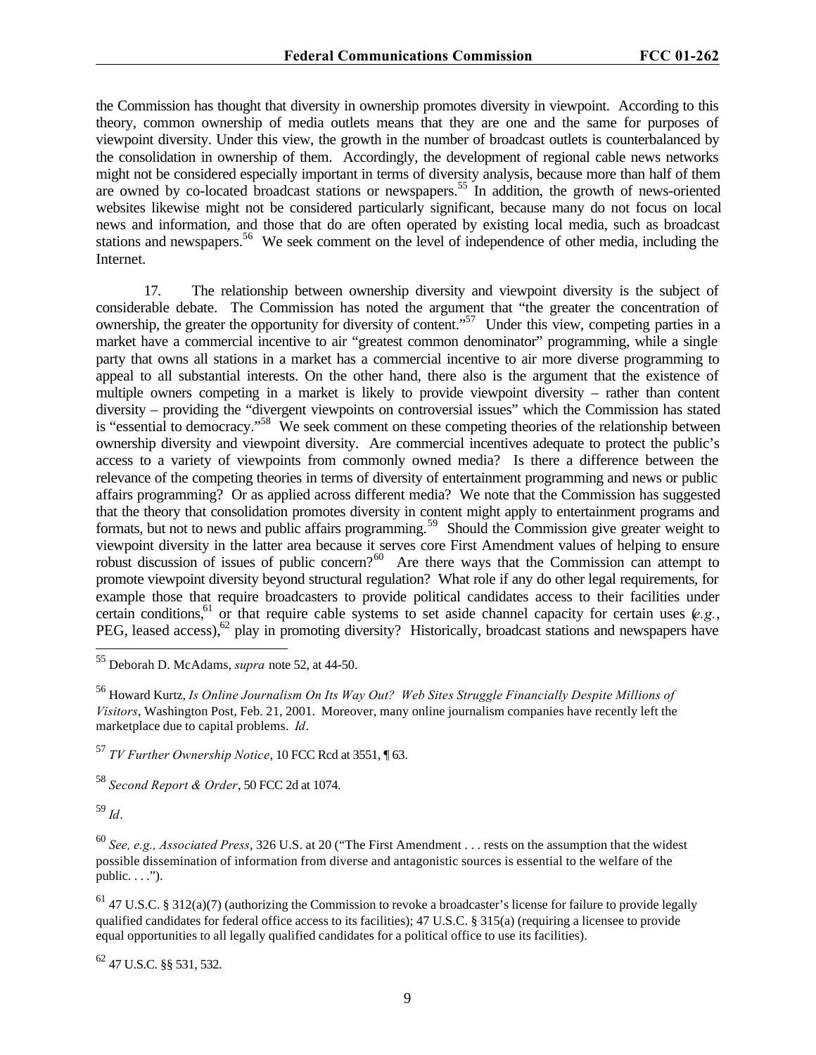the Commission has thought that diversity in ownership promotes diversity in viewpoint. According to this theory, common ownership of media outlets means that they are one and the same for purposes of viewpoint diversity. Under this view, the growth in the number of broadcast outlets is counterbalanced by the consolidation in ownership of them. Accordingly, the development of regional cable news networks might not be considered especially important in terms of diversity analysis, because more than half of them are owned by co-located broadcast stations or newspapers.[55] In addition, the growth of news-oriented websites likewise might not be considered particularly significant, because many do not focus on local news and information, and those that do are often operated by existing local media, such as broadcast stations and newspapers.[56] We seek comment on the level of independence of other media, including the Internet.

17. The relationship between ownership diversity and viewpoint diversity is the subject of considerable debate. The Commission has noted the argument that "the greater the concentration of ownership, the greater the opportunity for diversity of content."[57] Under this view, competing parties in a market have a commercial incentive to air "greatest common denominator" programming, while a single party that owns all stations in a market has a commercial incentive to air more diverse programming to appeal to all substantial interests. On the other hand, there also is the argument that the existence of multiple owners competing in a market is likely to provide viewpoint diversity – rather than content diversity – providing the "divergent viewpoints on controversial issues" which the Commission has stated is "essential to democracy."[58] We seek comment on these competing theories of the relationship between ownership diversity and viewpoint diversity. Are commercial incentives adequate to protect the public's access to a variety of viewpoints from commonly owned media? Is there a difference between the relevance of the competing theories in terms of diversity of entertainment programming and news or public affairs programming? Or as applied across different media? We note that the Commission has suggested that the theory that consolidation promotes diversity in content might apply to entertainment programs and formats, but not to news and public affairs programming.[59] Should the Commission give greater weight to viewpoint diversity in the latter area because it serves core First Amendment values of helping to ensure robust discussion of issues of public concern?[60] Are there ways that the Commission can attempt to promote viewpoint diversity beyond structural regulation? What role if any do other legal requirements, for example those that require broadcasters to provide political candidates access to their facilities under certain conditions,[61] or that require cable systems to set aside channel capacity for certain uses (*e.g.*, PEG, leased access),[62] play in promoting diversity? Historically, broadcast stations and newspapers have

---

[55] Deborah D. McAdams, *supra* note 52, at 44-50.

[56] Howard Kurtz, *Is Online Journalism On Its Way Out? Web Sites Struggle Financially Despite Millions of Visitors*, Washington Post, Feb. 21, 2001. Moreover, many online journalism companies have recently left the marketplace due to capital problems. *Id*.

[57] *TV Further Ownership Notice*, 10 FCC Rcd at 3551, ¶ 63.

[58] *Second Report & Order*, 50 FCC 2d at 1074.

[59] *Id*.

[60] *See, e.g., Associated Press*, 326 U.S. at 20 ("The First Amendment . . . rests on the assumption that the widest possible dissemination of information from diverse and antagonistic sources is essential to the welfare of the public. . . .").

[61] 47 U.S.C. § 312(a)(7) (authorizing the Commission to revoke a broadcaster's license for failure to provide legally qualified candidates for federal office access to its facilities); 47 U.S.C. § 315(a) (requiring a licensee to provide equal opportunities to all legally qualified candidates for a political office to use its facilities).

[62] 47 U.S.C. §§ 531, 532.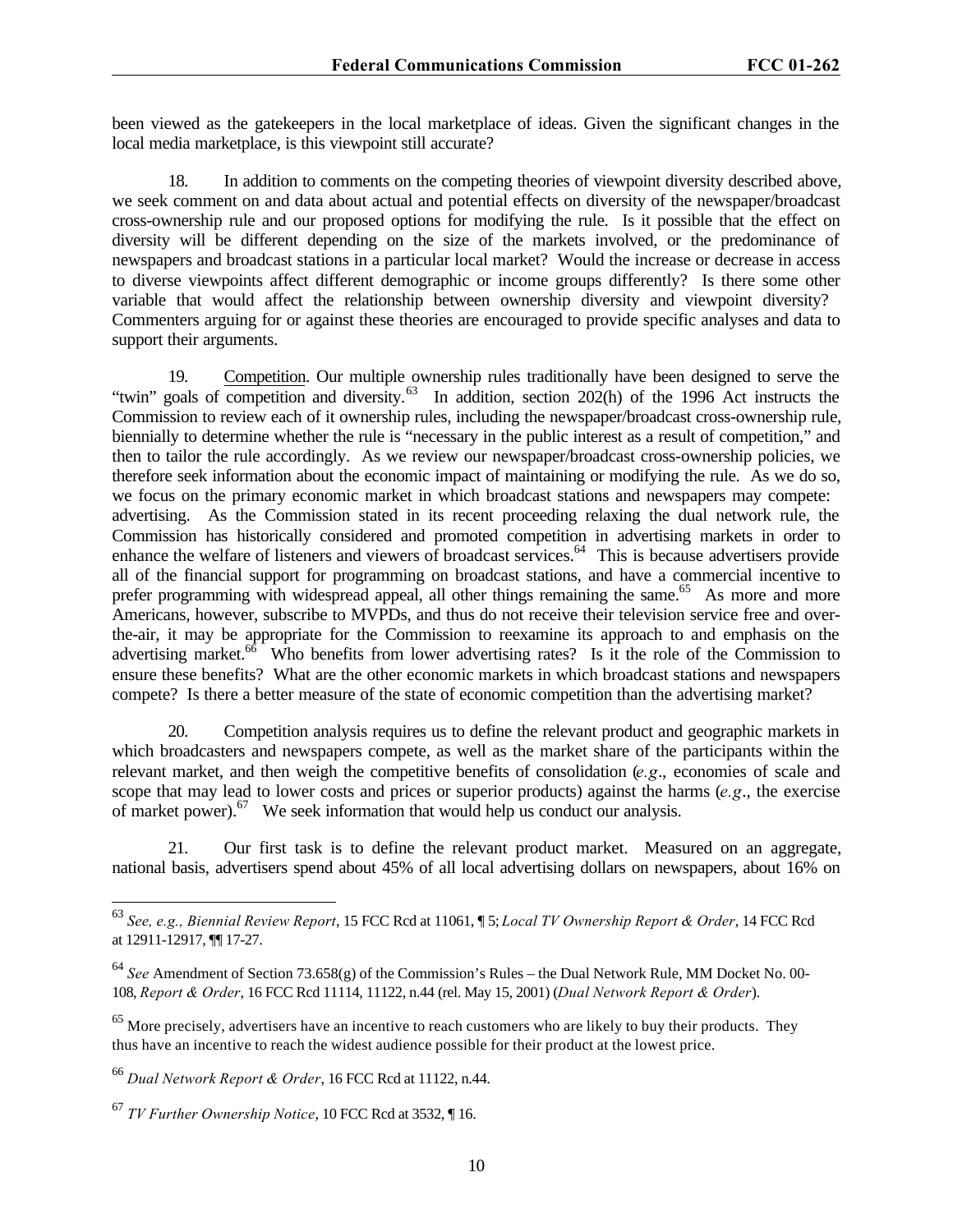been viewed as the gatekeepers in the local marketplace of ideas. Given the significant changes in the local media marketplace, is this viewpoint still accurate?

18. In addition to comments on the competing theories of viewpoint diversity described above, we seek comment on and data about actual and potential effects on diversity of the newspaper/broadcast cross-ownership rule and our proposed options for modifying the rule. Is it possible that the effect on diversity will be different depending on the size of the markets involved, or the predominance of newspapers and broadcast stations in a particular local market? Would the increase or decrease in access to diverse viewpoints affect different demographic or income groups differently? Is there some other variable that would affect the relationship between ownership diversity and viewpoint diversity? Commenters arguing for or against these theories are encouraged to provide specific analyses and data to support their arguments.

19. Competition. Our multiple ownership rules traditionally have been designed to serve the "twin" goals of competition and diversity.[63] In addition, section 202(h) of the 1996 Act instructs the Commission to review each of it ownership rules, including the newspaper/broadcast cross-ownership rule, biennially to determine whether the rule is "necessary in the public interest as a result of competition," and then to tailor the rule accordingly. As we review our newspaper/broadcast cross-ownership policies, we therefore seek information about the economic impact of maintaining or modifying the rule. As we do so, we focus on the primary economic market in which broadcast stations and newspapers may compete: advertising. As the Commission stated in its recent proceeding relaxing the dual network rule, the Commission has historically considered and promoted competition in advertising markets in order to enhance the welfare of listeners and viewers of broadcast services.[64] This is because advertisers provide all of the financial support for programming on broadcast stations, and have a commercial incentive to prefer programming with widespread appeal, all other things remaining the same.[65] As more and more Americans, however, subscribe to MVPDs, and thus do not receive their television service free and over-the-air, it may be appropriate for the Commission to reexamine its approach to and emphasis on the advertising market.[66] Who benefits from lower advertising rates? Is it the role of the Commission to ensure these benefits? What are the other economic markets in which broadcast stations and newspapers compete? Is there a better measure of the state of economic competition than the advertising market?

20. Competition analysis requires us to define the relevant product and geographic markets in which broadcasters and newspapers compete, as well as the market share of the participants within the relevant market, and then weigh the competitive benefits of consolidation (*e.g.*, economies of scale and scope that may lead to lower costs and prices or superior products) against the harms (*e.g.*, the exercise of market power).[67] We seek information that would help us conduct our analysis.

21. Our first task is to define the relevant product market. Measured on an aggregate, national basis, advertisers spend about 45% of all local advertising dollars on newspapers, about 16% on

---

[63] *See, e.g., Biennial Review Report*, 15 FCC Rcd at 11061, ¶ 5; *Local TV Ownership Report & Order*, 14 FCC Rcd at 12911-12917, ¶¶ 17-27.

[64] *See* Amendment of Section 73.658(g) of the Commission's Rules – the Dual Network Rule, MM Docket No. 00-108, *Report & Order*, 16 FCC Rcd 11114, 11122, n.44 (rel. May 15, 2001) (*Dual Network Report & Order*).

[65] More precisely, advertisers have an incentive to reach customers who are likely to buy their products. They thus have an incentive to reach the widest audience possible for their product at the lowest price.

[66] *Dual Network Report & Order*, 16 FCC Rcd at 11122, n.44.

[67] *TV Further Ownership Notice*, 10 FCC Rcd at 3532, ¶ 16.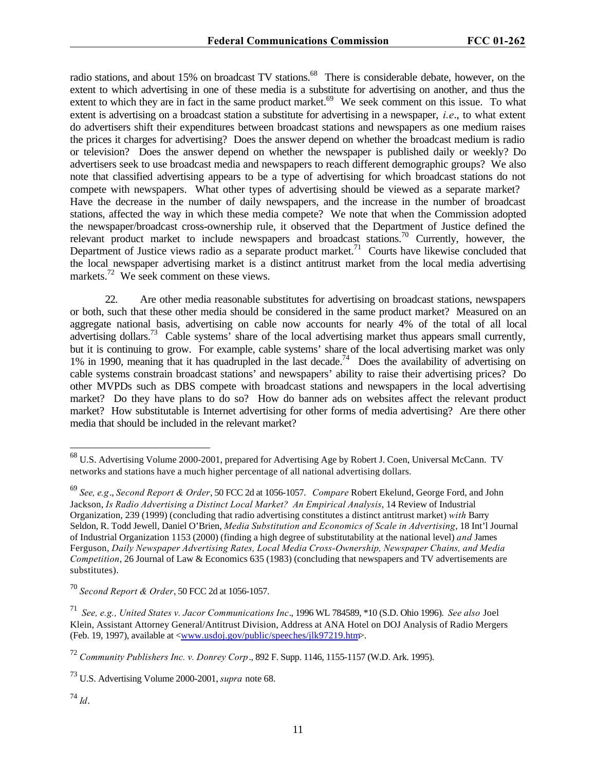radio stations, and about 15% on broadcast TV stations.[68] There is considerable debate, however, on the extent to which advertising in one of these media is a substitute for advertising on another, and thus the extent to which they are in fact in the same product market.[69] We seek comment on this issue. To what extent is advertising on a broadcast station a substitute for advertising in a newspaper, *i.e*., to what extent do advertisers shift their expenditures between broadcast stations and newspapers as one medium raises the prices it charges for advertising? Does the answer depend on whether the broadcast medium is radio or television? Does the answer depend on whether the newspaper is published daily or weekly? Do advertisers seek to use broadcast media and newspapers to reach different demographic groups? We also note that classified advertising appears to be a type of advertising for which broadcast stations do not compete with newspapers. What other types of advertising should be viewed as a separate market? Have the decrease in the number of daily newspapers, and the increase in the number of broadcast stations, affected the way in which these media compete? We note that when the Commission adopted the newspaper/broadcast cross-ownership rule, it observed that the Department of Justice defined the relevant product market to include newspapers and broadcast stations.[70] Currently, however, the Department of Justice views radio as a separate product market.[71] Courts have likewise concluded that the local newspaper advertising market is a distinct antitrust market from the local media advertising markets.[72] We seek comment on these views.

22. Are other media reasonable substitutes for advertising on broadcast stations, newspapers or both, such that these other media should be considered in the same product market? Measured on an aggregate national basis, advertising on cable now accounts for nearly 4% of the total of all local advertising dollars.[73] Cable systems' share of the local advertising market thus appears small currently, but it is continuing to grow. For example, cable systems' share of the local advertising market was only 1% in 1990, meaning that it has quadrupled in the last decade.[74] Does the availability of advertising on cable systems constrain broadcast stations' and newspapers' ability to raise their advertising prices? Do other MVPDs such as DBS compete with broadcast stations and newspapers in the local advertising market? Do they have plans to do so? How do banner ads on websites affect the relevant product market? How substitutable is Internet advertising for other forms of media advertising? Are there other media that should be included in the relevant market?

---

[68] U.S. Advertising Volume 2000-2001, prepared for Advertising Age by Robert J. Coen, Universal McCann. TV networks and stations have a much higher percentage of all national advertising dollars.

[69] *See, e.g*., *Second Report & Order*, 50 FCC 2d at 1056-1057. *Compare* Robert Ekelund, George Ford, and John Jackson, *Is Radio Advertising a Distinct Local Market? An Empirical Analysis*, 14 Review of Industrial Organization, 239 (1999) (concluding that radio advertising constitutes a distinct antitrust market) *with* Barry Seldon, R. Todd Jewell, Daniel O'Brien, *Media Substitution and Economics of Scale in Advertising*, 18 Int'l Journal of Industrial Organization 1153 (2000) (finding a high degree of substitutability at the national level) *and* James Ferguson, *Daily Newspaper Advertising Rates, Local Media Cross-Ownership, Newspaper Chains, and Media Competition*, 26 Journal of Law & Economics 635 (1983) (concluding that newspapers and TV advertisements are substitutes).

[70] *Second Report & Order*, 50 FCC 2d at 1056-1057.

[71] *See, e.g., United States v. Jacor Communications Inc*., 1996 WL 784589, *10 (S.D. Ohio 1996). *See also* Joel Klein, Assistant Attorney General/Antitrust Division, Address at ANA Hotel on DOJ Analysis of Radio Mergers (Feb. 19, 1997), available at <www.usdoj.gov/public/speeches/jlk97219.htm>.

[72] *Community Publishers Inc. v. Donrey Corp*., 892 F. Supp. 1146, 1155-1157 (W.D. Ark. 1995).

[73] U.S. Advertising Volume 2000-2001, *supra* note 68.

[74] *Id*.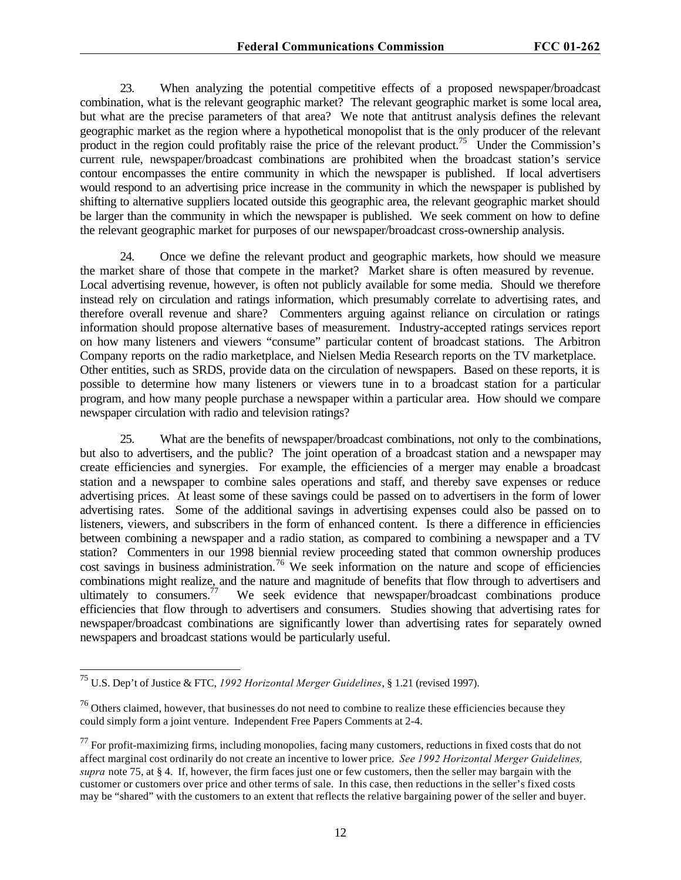23. When analyzing the potential competitive effects of a proposed newspaper/broadcast combination, what is the relevant geographic market? The relevant geographic market is some local area, but what are the precise parameters of that area? We note that antitrust analysis defines the relevant geographic market as the region where a hypothetical monopolist that is the only producer of the relevant product in the region could profitably raise the price of the relevant product.[75] Under the Commission's current rule, newspaper/broadcast combinations are prohibited when the broadcast station's service contour encompasses the entire community in which the newspaper is published. If local advertisers would respond to an advertising price increase in the community in which the newspaper is published by shifting to alternative suppliers located outside this geographic area, the relevant geographic market should be larger than the community in which the newspaper is published. We seek comment on how to define the relevant geographic market for purposes of our newspaper/broadcast cross-ownership analysis.

24. Once we define the relevant product and geographic markets, how should we measure the market share of those that compete in the market? Market share is often measured by revenue. Local advertising revenue, however, is often not publicly available for some media. Should we therefore instead rely on circulation and ratings information, which presumably correlate to advertising rates, and therefore overall revenue and share? Commenters arguing against reliance on circulation or ratings information should propose alternative bases of measurement. Industry-accepted ratings services report on how many listeners and viewers "consume" particular content of broadcast stations. The Arbitron Company reports on the radio marketplace, and Nielsen Media Research reports on the TV marketplace. Other entities, such as SRDS, provide data on the circulation of newspapers. Based on these reports, it is possible to determine how many listeners or viewers tune in to a broadcast station for a particular program, and how many people purchase a newspaper within a particular area. How should we compare newspaper circulation with radio and television ratings?

25. What are the benefits of newspaper/broadcast combinations, not only to the combinations, but also to advertisers, and the public? The joint operation of a broadcast station and a newspaper may create efficiencies and synergies. For example, the efficiencies of a merger may enable a broadcast station and a newspaper to combine sales operations and staff, and thereby save expenses or reduce advertising prices. At least some of these savings could be passed on to advertisers in the form of lower advertising rates. Some of the additional savings in advertising expenses could also be passed on to listeners, viewers, and subscribers in the form of enhanced content. Is there a difference in efficiencies between combining a newspaper and a radio station, as compared to combining a newspaper and a TV station? Commenters in our 1998 biennial review proceeding stated that common ownership produces cost savings in business administration.[76] We seek information on the nature and scope of efficiencies combinations might realize, and the nature and magnitude of benefits that flow through to advertisers and ultimately to consumers.[77] We seek evidence that newspaper/broadcast combinations produce efficiencies that flow through to advertisers and consumers. Studies showing that advertising rates for newspaper/broadcast combinations are significantly lower than advertising rates for separately owned newspapers and broadcast stations would be particularly useful.

---

[75] U.S. Dep't of Justice & FTC, *1992 Horizontal Merger Guidelines*, § 1.21 (revised 1997).

[76] Others claimed, however, that businesses do not need to combine to realize these efficiencies because they could simply form a joint venture. Independent Free Papers Comments at 2-4.

[77] For profit-maximizing firms, including monopolies, facing many customers, reductions in fixed costs that do not affect marginal cost ordinarily do not create an incentive to lower price. *See 1992 Horizontal Merger Guidelines, supra* note 75, at § 4. If, however, the firm faces just one or few customers, then the seller may bargain with the customer or customers over price and other terms of sale. In this case, then reductions in the seller's fixed costs may be "shared" with the customers to an extent that reflects the relative bargaining power of the seller and buyer.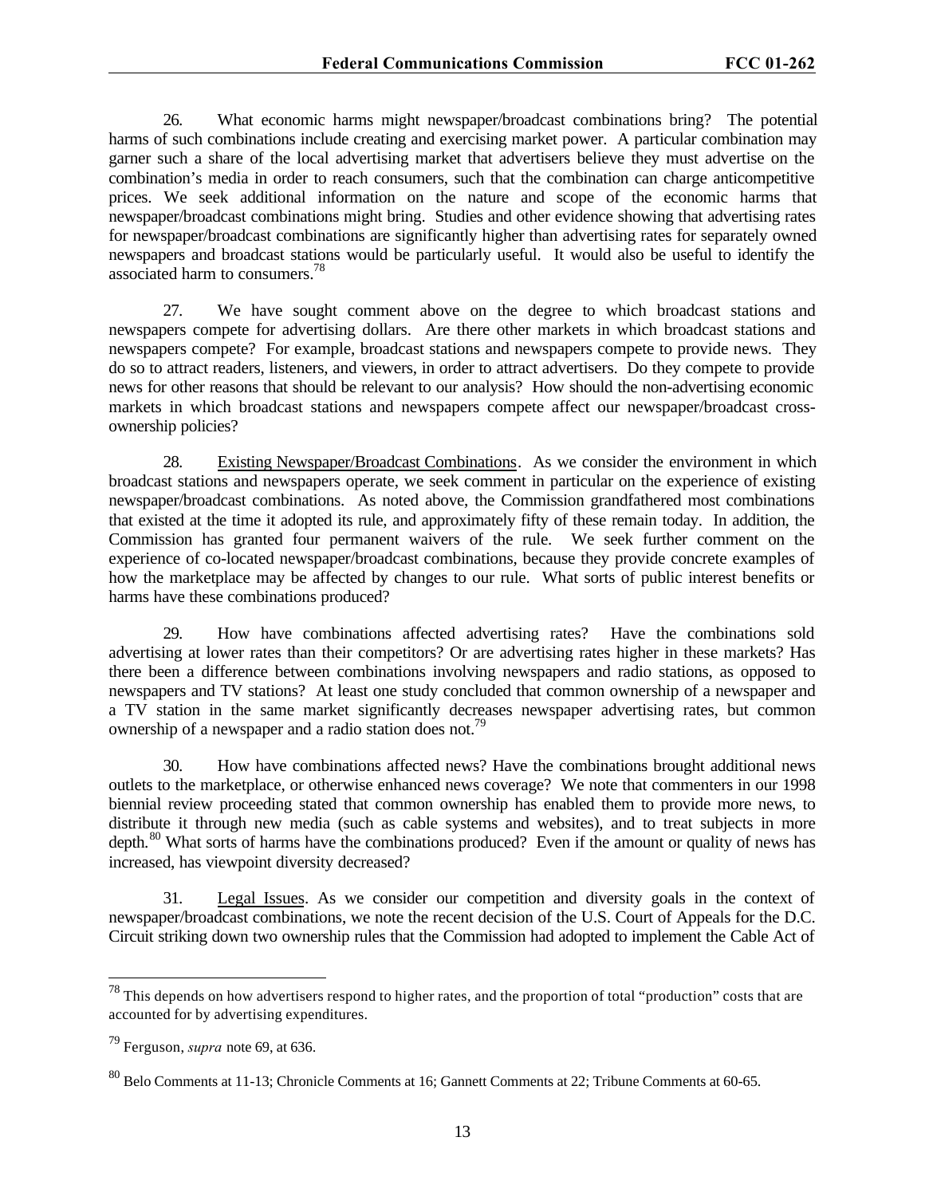26. What economic harms might newspaper/broadcast combinations bring? The potential harms of such combinations include creating and exercising market power. A particular combination may garner such a share of the local advertising market that advertisers believe they must advertise on the combination's media in order to reach consumers, such that the combination can charge anticompetitive prices. We seek additional information on the nature and scope of the economic harms that newspaper/broadcast combinations might bring. Studies and other evidence showing that advertising rates for newspaper/broadcast combinations are significantly higher than advertising rates for separately owned newspapers and broadcast stations would be particularly useful. It would also be useful to identify the associated harm to consumers.[78]

27. We have sought comment above on the degree to which broadcast stations and newspapers compete for advertising dollars. Are there other markets in which broadcast stations and newspapers compete? For example, broadcast stations and newspapers compete to provide news. They do so to attract readers, listeners, and viewers, in order to attract advertisers. Do they compete to provide news for other reasons that should be relevant to our analysis? How should the non-advertising economic markets in which broadcast stations and newspapers compete affect our newspaper/broadcast cross-ownership policies?

28. Existing Newspaper/Broadcast Combinations. As we consider the environment in which broadcast stations and newspapers operate, we seek comment in particular on the experience of existing newspaper/broadcast combinations. As noted above, the Commission grandfathered most combinations that existed at the time it adopted its rule, and approximately fifty of these remain today. In addition, the Commission has granted four permanent waivers of the rule. We seek further comment on the experience of co-located newspaper/broadcast combinations, because they provide concrete examples of how the marketplace may be affected by changes to our rule. What sorts of public interest benefits or harms have these combinations produced?

29. How have combinations affected advertising rates? Have the combinations sold advertising at lower rates than their competitors? Or are advertising rates higher in these markets? Has there been a difference between combinations involving newspapers and radio stations, as opposed to newspapers and TV stations? At least one study concluded that common ownership of a newspaper and a TV station in the same market significantly decreases newspaper advertising rates, but common ownership of a newspaper and a radio station does not.[79]

30. How have combinations affected news? Have the combinations brought additional news outlets to the marketplace, or otherwise enhanced news coverage? We note that commenters in our 1998 biennial review proceeding stated that common ownership has enabled them to provide more news, to distribute it through new media (such as cable systems and websites), and to treat subjects in more depth.[80] What sorts of harms have the combinations produced? Even if the amount or quality of news has increased, has viewpoint diversity decreased?

31. Legal Issues. As we consider our competition and diversity goals in the context of newspaper/broadcast combinations, we note the recent decision of the U.S. Court of Appeals for the D.C. Circuit striking down two ownership rules that the Commission had adopted to implement the Cable Act of

---

[78] This depends on how advertisers respond to higher rates, and the proportion of total "production" costs that are accounted for by advertising expenditures.

[79] Ferguson, *supra* note 69, at 636.

[80] Belo Comments at 11-13; Chronicle Comments at 16; Gannett Comments at 22; Tribune Comments at 60-65.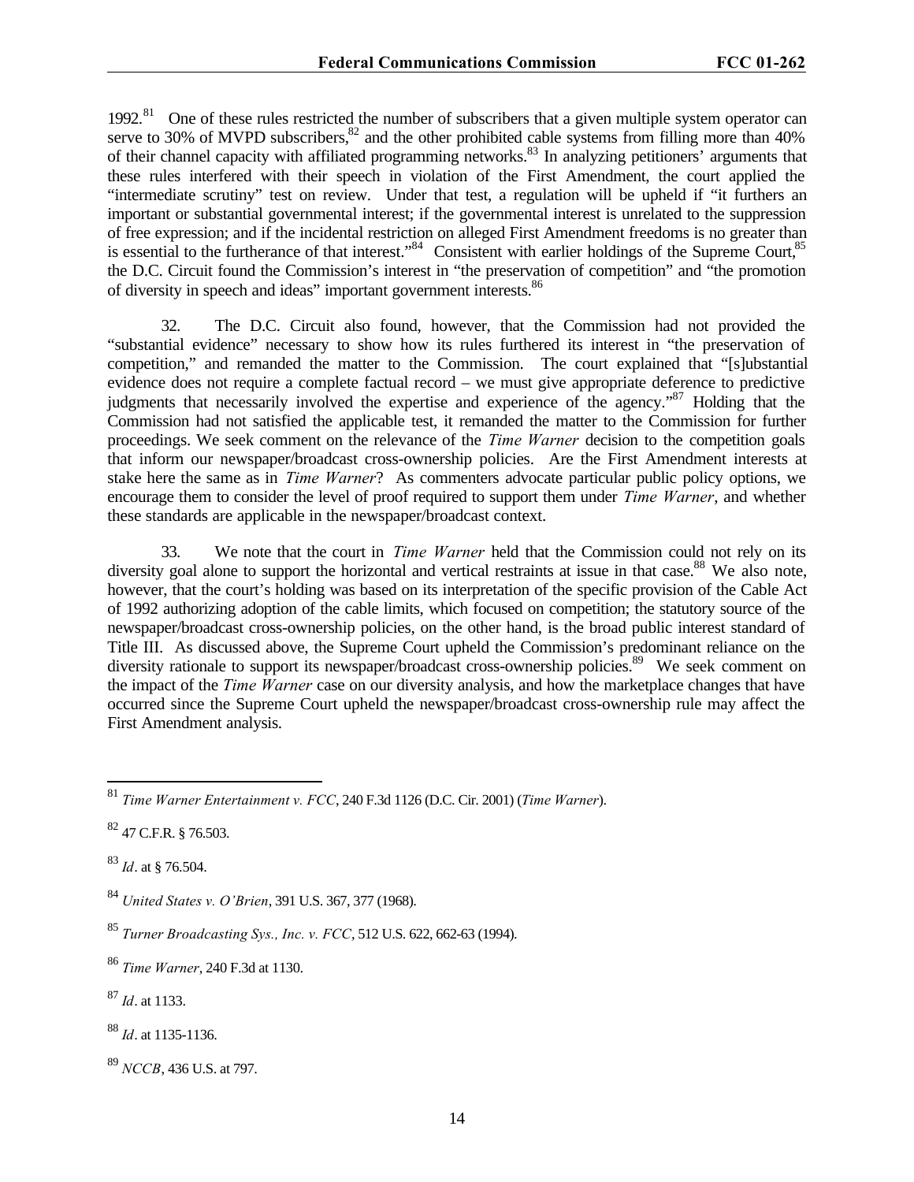1992.[81] One of these rules restricted the number of subscribers that a given multiple system operator can serve to 30% of MVPD subscribers,[82] and the other prohibited cable systems from filling more than 40% of their channel capacity with affiliated programming networks.[83] In analyzing petitioners' arguments that these rules interfered with their speech in violation of the First Amendment, the court applied the "intermediate scrutiny" test on review. Under that test, a regulation will be upheld if "it furthers an important or substantial governmental interest; if the governmental interest is unrelated to the suppression of free expression; and if the incidental restriction on alleged First Amendment freedoms is no greater than is essential to the furtherance of that interest."[84] Consistent with earlier holdings of the Supreme Court,[85] the D.C. Circuit found the Commission's interest in "the preservation of competition" and "the promotion of diversity in speech and ideas" important government interests.[86]

32. The D.C. Circuit also found, however, that the Commission had not provided the "substantial evidence" necessary to show how its rules furthered its interest in "the preservation of competition," and remanded the matter to the Commission. The court explained that "[s]ubstantial evidence does not require a complete factual record – we must give appropriate deference to predictive judgments that necessarily involved the expertise and experience of the agency."[87] Holding that the Commission had not satisfied the applicable test, it remanded the matter to the Commission for further proceedings. We seek comment on the relevance of the *Time Warner* decision to the competition goals that inform our newspaper/broadcast cross-ownership policies. Are the First Amendment interests at stake here the same as in *Time Warner*? As commenters advocate particular public policy options, we encourage them to consider the level of proof required to support them under *Time Warner*, and whether these standards are applicable in the newspaper/broadcast context.

33. We note that the court in *Time Warner* held that the Commission could not rely on its diversity goal alone to support the horizontal and vertical restraints at issue in that case.[88] We also note, however, that the court's holding was based on its interpretation of the specific provision of the Cable Act of 1992 authorizing adoption of the cable limits, which focused on competition; the statutory source of the newspaper/broadcast cross-ownership policies, on the other hand, is the broad public interest standard of Title III. As discussed above, the Supreme Court upheld the Commission's predominant reliance on the diversity rationale to support its newspaper/broadcast cross-ownership policies.[89] We seek comment on the impact of the *Time Warner* case on our diversity analysis, and how the marketplace changes that have occurred since the Supreme Court upheld the newspaper/broadcast cross-ownership rule may affect the First Amendment analysis.

---

[81] *Time Warner Entertainment v. FCC*, 240 F.3d 1126 (D.C. Cir. 2001) (*Time Warner*).

[82] 47 C.F.R. § 76.503.

[83] *Id*. at § 76.504.

[84] *United States v. O'Brien*, 391 U.S. 367, 377 (1968).

[85] *Turner Broadcasting Sys., Inc. v. FCC*, 512 U.S. 622, 662-63 (1994).

[86] *Time Warner*, 240 F.3d at 1130.

[87] *Id*. at 1133.

[88] *Id*. at 1135-1136.

[89] *NCCB*, 436 U.S. at 797.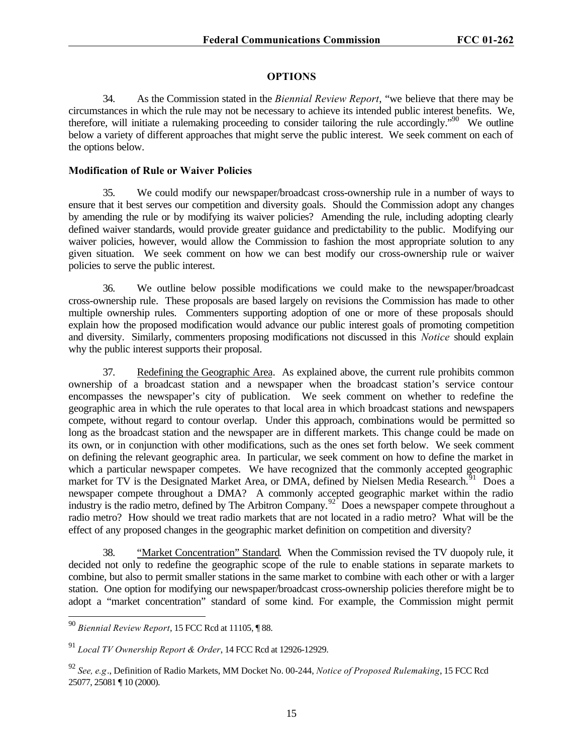## OPTIONS

34. As the Commission stated in the *Biennial Review Report*, "we believe that there may be circumstances in which the rule may not be necessary to achieve its intended public interest benefits. We, therefore, will initiate a rulemaking proceeding to consider tailoring the rule accordingly."[90] We outline below a variety of different approaches that might serve the public interest. We seek comment on each of the options below.

### Modification of Rule or Waiver Policies

35. We could modify our newspaper/broadcast cross-ownership rule in a number of ways to ensure that it best serves our competition and diversity goals. Should the Commission adopt any changes by amending the rule or by modifying its waiver policies? Amending the rule, including adopting clearly defined waiver standards, would provide greater guidance and predictability to the public. Modifying our waiver policies, however, would allow the Commission to fashion the most appropriate solution to any given situation. We seek comment on how we can best modify our cross-ownership rule or waiver policies to serve the public interest.

36. We outline below possible modifications we could make to the newspaper/broadcast cross-ownership rule. These proposals are based largely on revisions the Commission has made to other multiple ownership rules. Commenters supporting adoption of one or more of these proposals should explain how the proposed modification would advance our public interest goals of promoting competition and diversity. Similarly, commenters proposing modifications not discussed in this *Notice* should explain why the public interest supports their proposal.

37. Redefining the Geographic Area. As explained above, the current rule prohibits common ownership of a broadcast station and a newspaper when the broadcast station's service contour encompasses the newspaper's city of publication. We seek comment on whether to redefine the geographic area in which the rule operates to that local area in which broadcast stations and newspapers compete, without regard to contour overlap. Under this approach, combinations would be permitted so long as the broadcast station and the newspaper are in different markets. This change could be made on its own, or in conjunction with other modifications, such as the ones set forth below. We seek comment on defining the relevant geographic area. In particular, we seek comment on how to define the market in which a particular newspaper competes. We have recognized that the commonly accepted geographic market for TV is the Designated Market Area, or DMA, defined by Nielsen Media Research.[91] Does a newspaper compete throughout a DMA? A commonly accepted geographic market within the radio industry is the radio metro, defined by The Arbitron Company.[92] Does a newspaper compete throughout a radio metro? How should we treat radio markets that are not located in a radio metro? What will be the effect of any proposed changes in the geographic market definition on competition and diversity?

38. "Market Concentration" Standard. When the Commission revised the TV duopoly rule, it decided not only to redefine the geographic scope of the rule to enable stations in separate markets to combine, but also to permit smaller stations in the same market to combine with each other or with a larger station. One option for modifying our newspaper/broadcast cross-ownership policies therefore might be to adopt a "market concentration" standard of some kind. For example, the Commission might permit

---

[90] *Biennial Review Report*, 15 FCC Rcd at 11105, ¶ 88.

[91] *Local TV Ownership Report & Order*, 14 FCC Rcd at 12926-12929.

[92] *See, e.g.*, Definition of Radio Markets, MM Docket No. 00-244, *Notice of Proposed Rulemaking*, 15 FCC Rcd 25077, 25081 ¶ 10 (2000).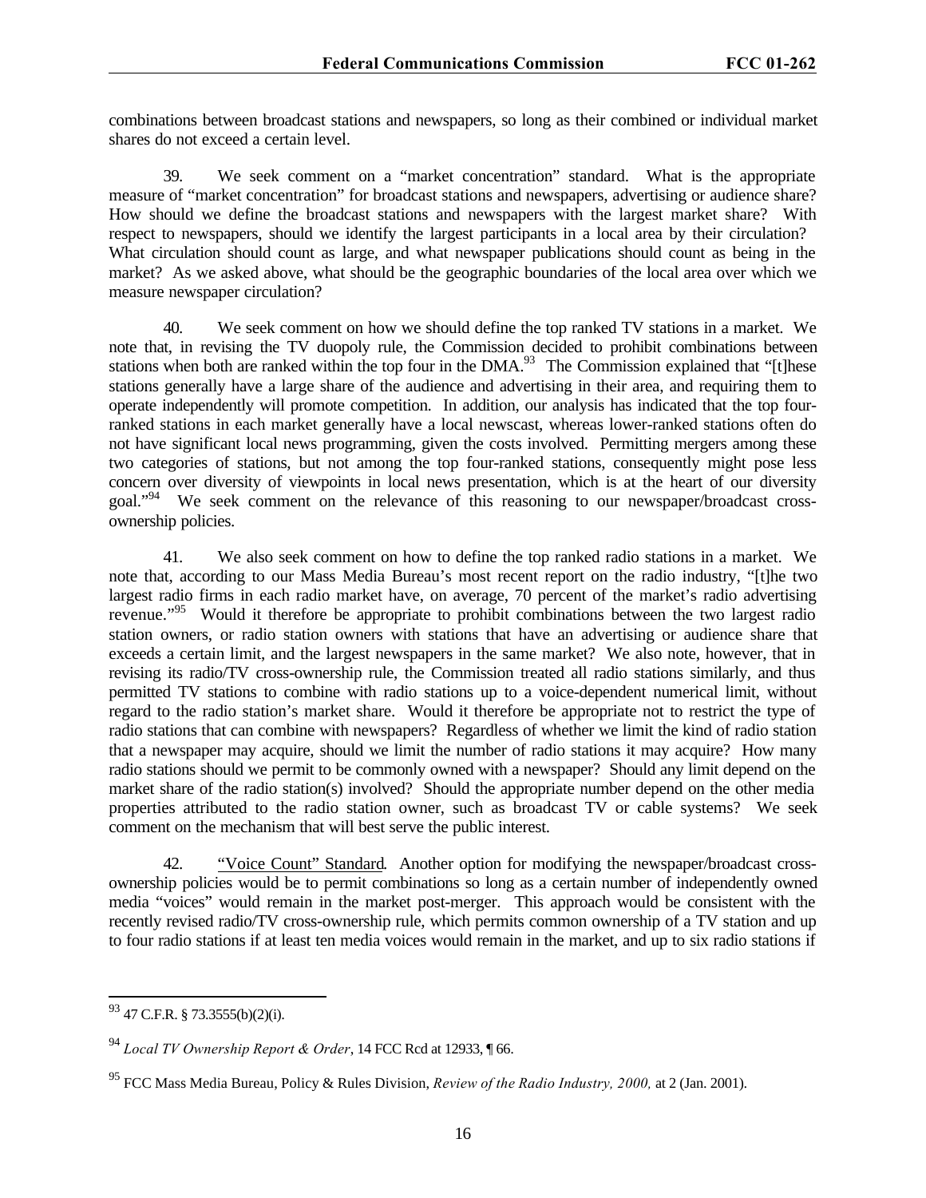combinations between broadcast stations and newspapers, so long as their combined or individual market shares do not exceed a certain level.

39. We seek comment on a "market concentration" standard. What is the appropriate measure of "market concentration" for broadcast stations and newspapers, advertising or audience share? How should we define the broadcast stations and newspapers with the largest market share? With respect to newspapers, should we identify the largest participants in a local area by their circulation? What circulation should count as large, and what newspaper publications should count as being in the market? As we asked above, what should be the geographic boundaries of the local area over which we measure newspaper circulation?

40. We seek comment on how we should define the top ranked TV stations in a market. We note that, in revising the TV duopoly rule, the Commission decided to prohibit combinations between stations when both are ranked within the top four in the DMA.[93] The Commission explained that "[t]hese stations generally have a large share of the audience and advertising in their area, and requiring them to operate independently will promote competition. In addition, our analysis has indicated that the top four-ranked stations in each market generally have a local newscast, whereas lower-ranked stations often do not have significant local news programming, given the costs involved. Permitting mergers among these two categories of stations, but not among the top four-ranked stations, consequently might pose less concern over diversity of viewpoints in local news presentation, which is at the heart of our diversity goal."[94] We seek comment on the relevance of this reasoning to our newspaper/broadcast cross-ownership policies.

41. We also seek comment on how to define the top ranked radio stations in a market. We note that, according to our Mass Media Bureau's most recent report on the radio industry, "[t]he two largest radio firms in each radio market have, on average, 70 percent of the market's radio advertising revenue."[95] Would it therefore be appropriate to prohibit combinations between the two largest radio station owners, or radio station owners with stations that have an advertising or audience share that exceeds a certain limit, and the largest newspapers in the same market? We also note, however, that in revising its radio/TV cross-ownership rule, the Commission treated all radio stations similarly, and thus permitted TV stations to combine with radio stations up to a voice-dependent numerical limit, without regard to the radio station's market share. Would it therefore be appropriate not to restrict the type of radio stations that can combine with newspapers? Regardless of whether we limit the kind of radio station that a newspaper may acquire, should we limit the number of radio stations it may acquire? How many radio stations should we permit to be commonly owned with a newspaper? Should any limit depend on the market share of the radio station(s) involved? Should the appropriate number depend on the other media properties attributed to the radio station owner, such as broadcast TV or cable systems? We seek comment on the mechanism that will best serve the public interest.

42. <u>"Voice Count" Standard</u>. Another option for modifying the newspaper/broadcast cross-ownership policies would be to permit combinations so long as a certain number of independently owned media "voices" would remain in the market post-merger. This approach would be consistent with the recently revised radio/TV cross-ownership rule, which permits common ownership of a TV station and up to four radio stations if at least ten media voices would remain in the market, and up to six radio stations if

---

[93] 47 C.F.R. § 73.3555(b)(2)(i).

[94] *Local TV Ownership Report & Order*, 14 FCC Rcd at 12933, ¶ 66.

[95] FCC Mass Media Bureau, Policy & Rules Division, *Review of the Radio Industry, 2000,* at 2 (Jan. 2001).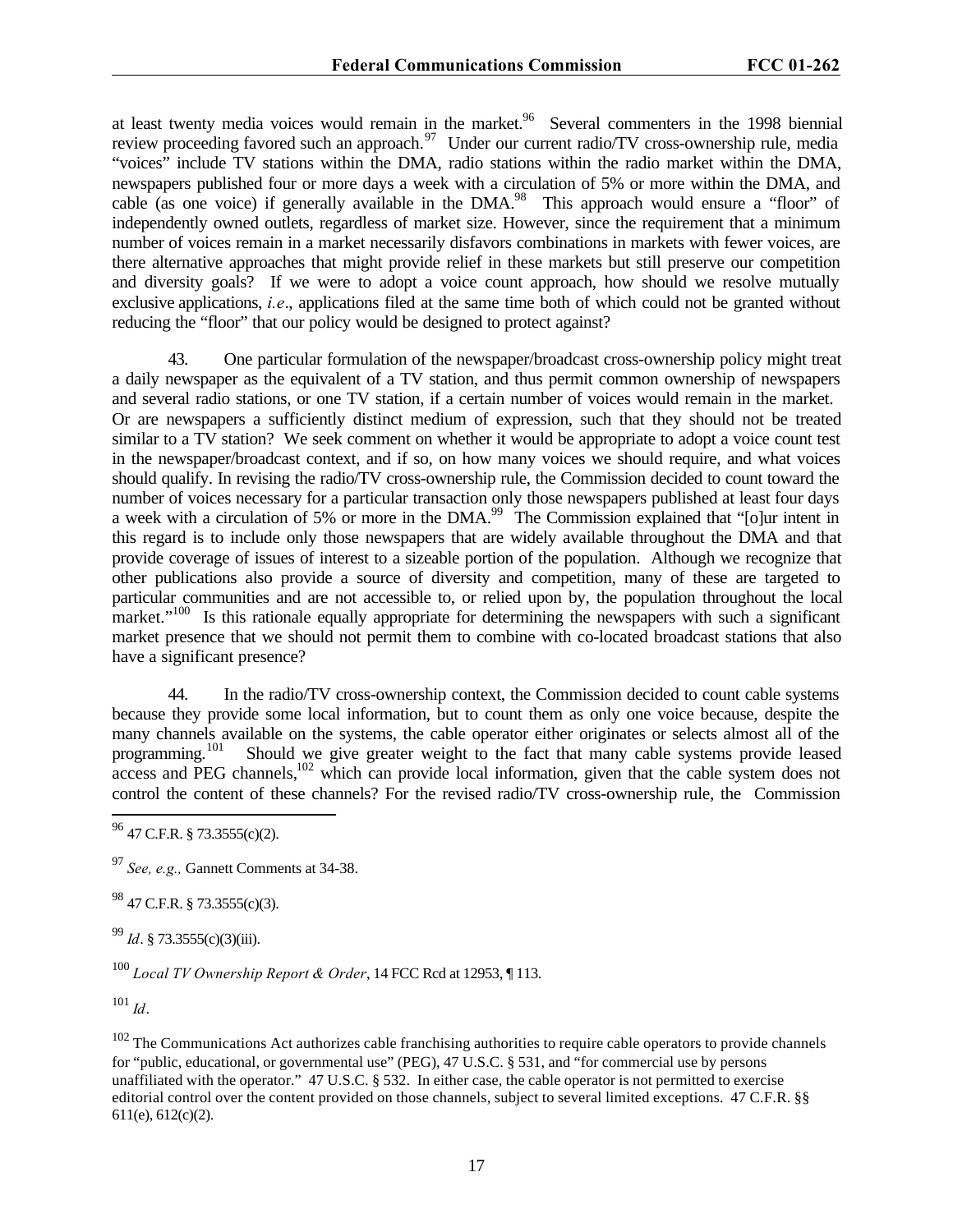at least twenty media voices would remain in the market.[96] Several commenters in the 1998 biennial review proceeding favored such an approach.[97] Under our current radio/TV cross-ownership rule, media "voices" include TV stations within the DMA, radio stations within the radio market within the DMA, newspapers published four or more days a week with a circulation of 5% or more within the DMA, and cable (as one voice) if generally available in the DMA.[98] This approach would ensure a "floor" of independently owned outlets, regardless of market size. However, since the requirement that a minimum number of voices remain in a market necessarily disfavors combinations in markets with fewer voices, are there alternative approaches that might provide relief in these markets but still preserve our competition and diversity goals? If we were to adopt a voice count approach, how should we resolve mutually exclusive applications, *i.e*., applications filed at the same time both of which could not be granted without reducing the "floor" that our policy would be designed to protect against?

43. One particular formulation of the newspaper/broadcast cross-ownership policy might treat a daily newspaper as the equivalent of a TV station, and thus permit common ownership of newspapers and several radio stations, or one TV station, if a certain number of voices would remain in the market. Or are newspapers a sufficiently distinct medium of expression, such that they should not be treated similar to a TV station? We seek comment on whether it would be appropriate to adopt a voice count test in the newspaper/broadcast context, and if so, on how many voices we should require, and what voices should qualify. In revising the radio/TV cross-ownership rule, the Commission decided to count toward the number of voices necessary for a particular transaction only those newspapers published at least four days a week with a circulation of 5% or more in the DMA.[99] The Commission explained that "[o]ur intent in this regard is to include only those newspapers that are widely available throughout the DMA and that provide coverage of issues of interest to a sizeable portion of the population. Although we recognize that other publications also provide a source of diversity and competition, many of these are targeted to particular communities and are not accessible to, or relied upon by, the population throughout the local market."[100] Is this rationale equally appropriate for determining the newspapers with such a significant market presence that we should not permit them to combine with co-located broadcast stations that also have a significant presence?

44. In the radio/TV cross-ownership context, the Commission decided to count cable systems because they provide some local information, but to count them as only one voice because, despite the many channels available on the systems, the cable operator either originates or selects almost all of the programming.[101] Should we give greater weight to the fact that many cable systems provide leased access and PEG channels,[102] which can provide local information, given that the cable system does not control the content of these channels? For the revised radio/TV cross-ownership rule, the Commission

---

[96] 47 C.F.R. § 73.3555(c)(2).

[97] *See, e.g.,* Gannett Comments at 34-38.

[98] 47 C.F.R. § 73.3555(c)(3).

[99] *Id*. § 73.3555(c)(3)(iii).

[100] *Local TV Ownership Report & Order*, 14 FCC Rcd at 12953, ¶ 113.

[101] *Id*.

[102] The Communications Act authorizes cable franchising authorities to require cable operators to provide channels for "public, educational, or governmental use" (PEG), 47 U.S.C. § 531, and "for commercial use by persons unaffiliated with the operator." 47 U.S.C. § 532. In either case, the cable operator is not permitted to exercise editorial control over the content provided on those channels, subject to several limited exceptions. 47 C.F.R. §§ 611(e), 612(c)(2).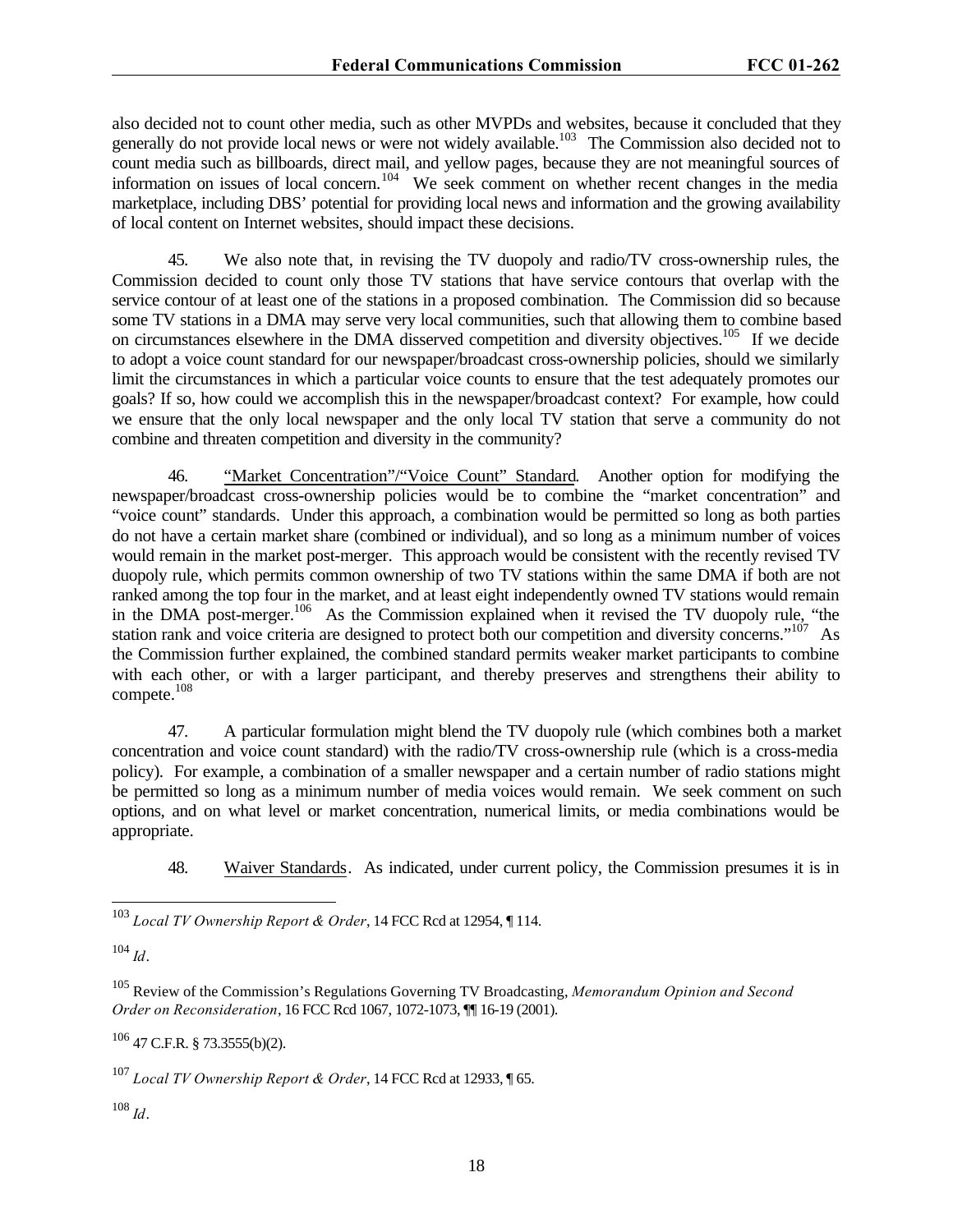also decided not to count other media, such as other MVPDs and websites, because it concluded that they generally do not provide local news or were not widely available.[103] The Commission also decided not to count media such as billboards, direct mail, and yellow pages, because they are not meaningful sources of information on issues of local concern.[104] We seek comment on whether recent changes in the media marketplace, including DBS' potential for providing local news and information and the growing availability of local content on Internet websites, should impact these decisions.

45. We also note that, in revising the TV duopoly and radio/TV cross-ownership rules, the Commission decided to count only those TV stations that have service contours that overlap with the service contour of at least one of the stations in a proposed combination. The Commission did so because some TV stations in a DMA may serve very local communities, such that allowing them to combine based on circumstances elsewhere in the DMA disserved competition and diversity objectives.[105] If we decide to adopt a voice count standard for our newspaper/broadcast cross-ownership policies, should we similarly limit the circumstances in which a particular voice counts to ensure that the test adequately promotes our goals? If so, how could we accomplish this in the newspaper/broadcast context? For example, how could we ensure that the only local newspaper and the only local TV station that serve a community do not combine and threaten competition and diversity in the community?

46. "Market Concentration"/"Voice Count" Standard. Another option for modifying the newspaper/broadcast cross-ownership policies would be to combine the "market concentration" and "voice count" standards. Under this approach, a combination would be permitted so long as both parties do not have a certain market share (combined or individual), and so long as a minimum number of voices would remain in the market post-merger. This approach would be consistent with the recently revised TV duopoly rule, which permits common ownership of two TV stations within the same DMA if both are not ranked among the top four in the market, and at least eight independently owned TV stations would remain in the DMA post-merger.[106] As the Commission explained when it revised the TV duopoly rule, "the station rank and voice criteria are designed to protect both our competition and diversity concerns."[107] As the Commission further explained, the combined standard permits weaker market participants to combine with each other, or with a larger participant, and thereby preserves and strengthens their ability to compete.[108]

47. A particular formulation might blend the TV duopoly rule (which combines both a market concentration and voice count standard) with the radio/TV cross-ownership rule (which is a cross-media policy). For example, a combination of a smaller newspaper and a certain number of radio stations might be permitted so long as a minimum number of media voices would remain. We seek comment on such options, and on what level or market concentration, numerical limits, or media combinations would be appropriate.

48. Waiver Standards. As indicated, under current policy, the Commission presumes it is in

---

[103] *Local TV Ownership Report & Order*, 14 FCC Rcd at 12954, ¶ 114.

[104] *Id*.

[105] Review of the Commission's Regulations Governing TV Broadcasting, *Memorandum Opinion and Second Order on Reconsideration*, 16 FCC Rcd 1067, 1072-1073, ¶¶ 16-19 (2001).

[106] 47 C.F.R. § 73.3555(b)(2).

[107] *Local TV Ownership Report & Order*, 14 FCC Rcd at 12933, ¶ 65.

[108] *Id*.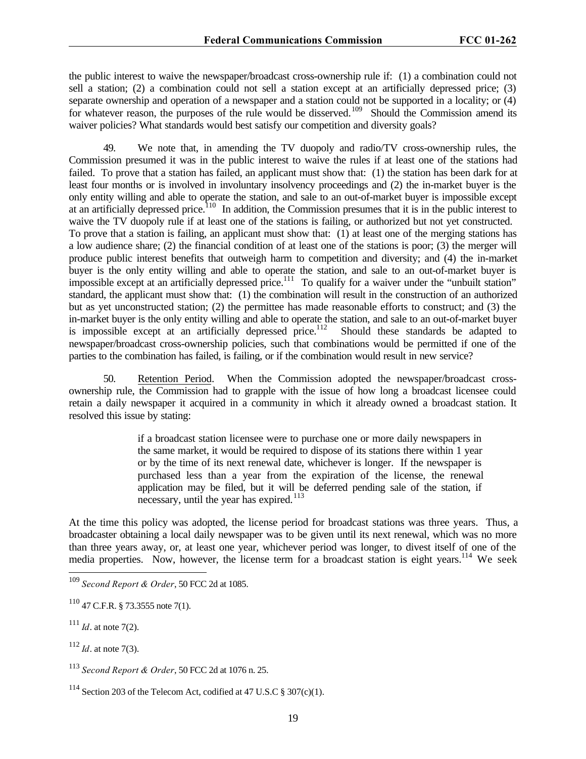the public interest to waive the newspaper/broadcast cross-ownership rule if: (1) a combination could not sell a station; (2) a combination could not sell a station except at an artificially depressed price; (3) separate ownership and operation of a newspaper and a station could not be supported in a locality; or (4) for whatever reason, the purposes of the rule would be disserved.[109] Should the Commission amend its waiver policies? What standards would best satisfy our competition and diversity goals?

49. We note that, in amending the TV duopoly and radio/TV cross-ownership rules, the Commission presumed it was in the public interest to waive the rules if at least one of the stations had failed. To prove that a station has failed, an applicant must show that: (1) the station has been dark for at least four months or is involved in involuntary insolvency proceedings and (2) the in-market buyer is the only entity willing and able to operate the station, and sale to an out-of-market buyer is impossible except at an artificially depressed price.[110] In addition, the Commission presumes that it is in the public interest to waive the TV duopoly rule if at least one of the stations is failing, or authorized but not yet constructed. To prove that a station is failing, an applicant must show that: (1) at least one of the merging stations has a low audience share; (2) the financial condition of at least one of the stations is poor; (3) the merger will produce public interest benefits that outweigh harm to competition and diversity; and (4) the in-market buyer is the only entity willing and able to operate the station, and sale to an out-of-market buyer is impossible except at an artificially depressed price.[111] To qualify for a waiver under the "unbuilt station" standard, the applicant must show that: (1) the combination will result in the construction of an authorized but as yet unconstructed station; (2) the permittee has made reasonable efforts to construct; and (3) the in-market buyer is the only entity willing and able to operate the station, and sale to an out-of-market buyer is impossible except at an artificially depressed price.[112] Should these standards be adapted to newspaper/broadcast cross-ownership policies, such that combinations would be permitted if one of the parties to the combination has failed, is failing, or if the combination would result in new service?

50. Retention Period. When the Commission adopted the newspaper/broadcast cross-ownership rule, the Commission had to grapple with the issue of how long a broadcast licensee could retain a daily newspaper it acquired in a community in which it already owned a broadcast station. It resolved this issue by stating:

> if a broadcast station licensee were to purchase one or more daily newspapers in the same market, it would be required to dispose of its stations there within 1 year or by the time of its next renewal date, whichever is longer. If the newspaper is purchased less than a year from the expiration of the license, the renewal application may be filed, but it will be deferred pending sale of the station, if necessary, until the year has expired.[113]

At the time this policy was adopted, the license period for broadcast stations was three years. Thus, a broadcaster obtaining a local daily newspaper was to be given until its next renewal, which was no more than three years away, or, at least one year, whichever period was longer, to divest itself of one of the media properties. Now, however, the license term for a broadcast station is eight years.[114] We seek

[109] *Second Report & Order*, 50 FCC 2d at 1085.

[110] 47 C.F.R. § 73.3555 note 7(1).

[111] *Id*. at note 7(2).

[112] *Id*. at note 7(3).

[113] *Second Report & Order*, 50 FCC 2d at 1076 n. 25.

[114] Section 203 of the Telecom Act, codified at 47 U.S.C § 307(c)(1).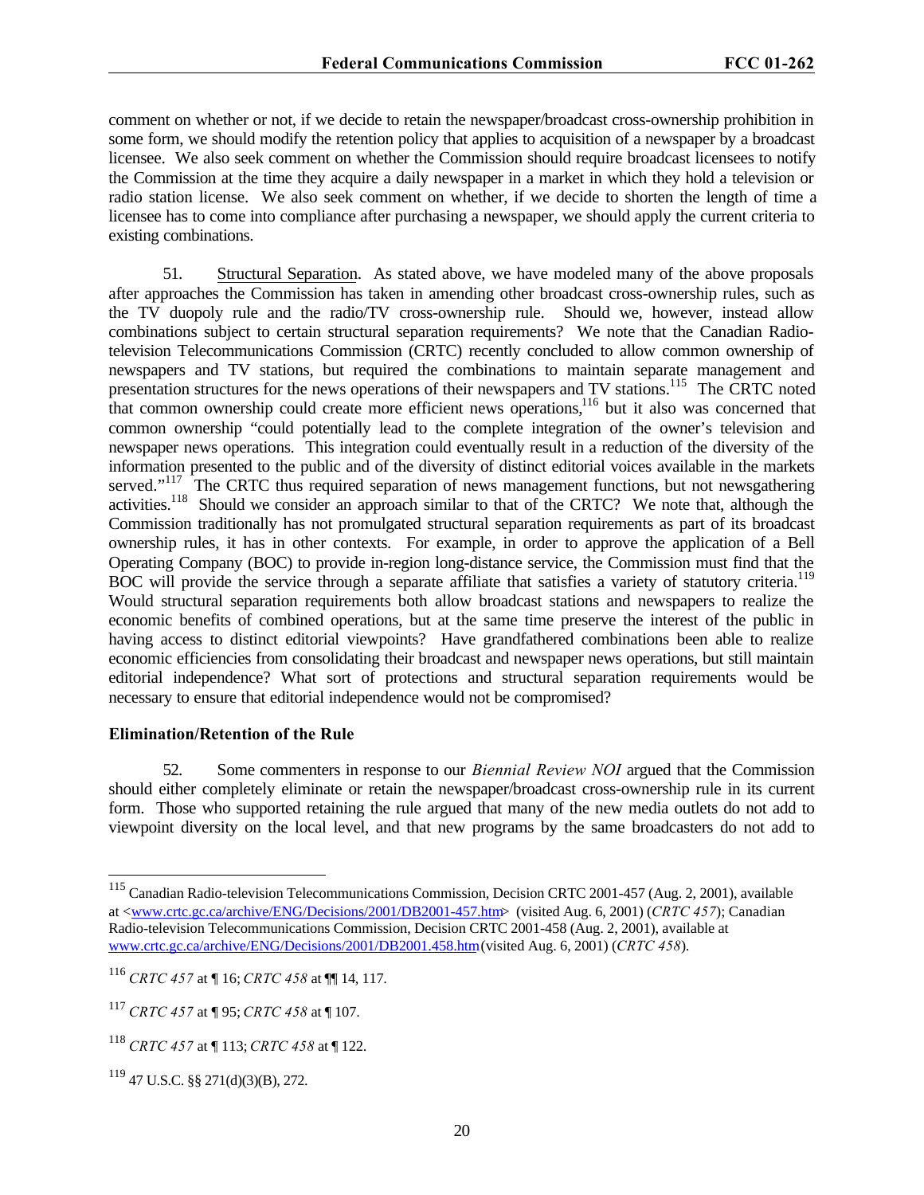comment on whether or not, if we decide to retain the newspaper/broadcast cross-ownership prohibition in some form, we should modify the retention policy that applies to acquisition of a newspaper by a broadcast licensee. We also seek comment on whether the Commission should require broadcast licensees to notify the Commission at the time they acquire a daily newspaper in a market in which they hold a television or radio station license. We also seek comment on whether, if we decide to shorten the length of time a licensee has to come into compliance after purchasing a newspaper, we should apply the current criteria to existing combinations.

51. Structural Separation. As stated above, we have modeled many of the above proposals after approaches the Commission has taken in amending other broadcast cross-ownership rules, such as the TV duopoly rule and the radio/TV cross-ownership rule. Should we, however, instead allow combinations subject to certain structural separation requirements? We note that the Canadian Radio-television Telecommunications Commission (CRTC) recently concluded to allow common ownership of newspapers and TV stations, but required the combinations to maintain separate management and presentation structures for the news operations of their newspapers and TV stations.[115] The CRTC noted that common ownership could create more efficient news operations,[116] but it also was concerned that common ownership "could potentially lead to the complete integration of the owner's television and newspaper news operations. This integration could eventually result in a reduction of the diversity of the information presented to the public and of the diversity of distinct editorial voices available in the markets served."[117] The CRTC thus required separation of news management functions, but not newsgathering activities.[118] Should we consider an approach similar to that of the CRTC? We note that, although the Commission traditionally has not promulgated structural separation requirements as part of its broadcast ownership rules, it has in other contexts. For example, in order to approve the application of a Bell Operating Company (BOC) to provide in-region long-distance service, the Commission must find that the BOC will provide the service through a separate affiliate that satisfies a variety of statutory criteria.[119] Would structural separation requirements both allow broadcast stations and newspapers to realize the economic benefits of combined operations, but at the same time preserve the interest of the public in having access to distinct editorial viewpoints? Have grandfathered combinations been able to realize economic efficiencies from consolidating their broadcast and newspaper news operations, but still maintain editorial independence? What sort of protections and structural separation requirements would be necessary to ensure that editorial independence would not be compromised?

**Elimination/Retention of the Rule**

52. Some commenters in response to our *Biennial Review NOI* argued that the Commission should either completely eliminate or retain the newspaper/broadcast cross-ownership rule in its current form. Those who supported retaining the rule argued that many of the new media outlets do not add to viewpoint diversity on the local level, and that new programs by the same broadcasters do not add to

---

[115] Canadian Radio-television Telecommunications Commission, Decision CRTC 2001-457 (Aug. 2, 2001), available at <www.crtc.gc.ca/archive/ENG/Decisions/2001/DB2001-457.htm> (visited Aug. 6, 2001) (*CRTC 457*); Canadian Radio-television Telecommunications Commission, Decision CRTC 2001-458 (Aug. 2, 2001), available at www.crtc.gc.ca/archive/ENG/Decisions/2001/DB2001.458.htm (visited Aug. 6, 2001) (*CRTC 458*).

[116] *CRTC 457* at ¶ 16; *CRTC 458* at ¶¶ 14, 117.

[117] *CRTC 457* at ¶ 95; *CRTC 458* at ¶ 107.

[118] *CRTC 457* at ¶ 113; *CRTC 458* at ¶ 122.

[119] 47 U.S.C. §§ 271(d)(3)(B), 272.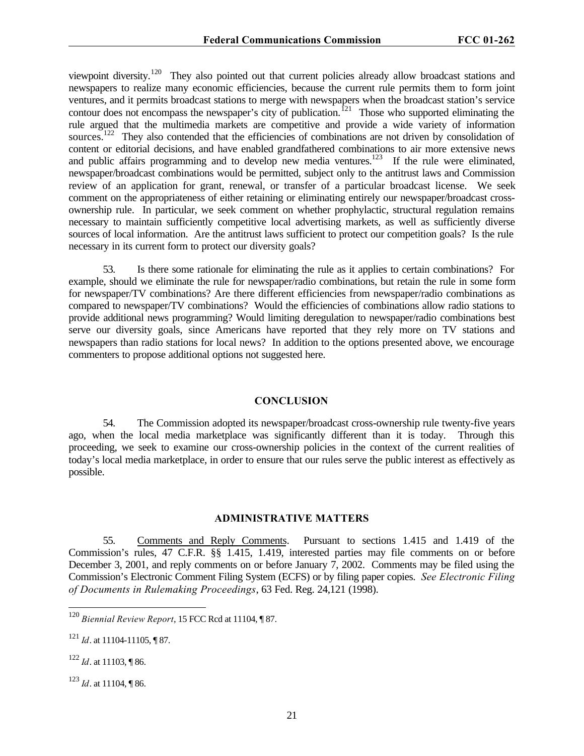viewpoint diversity.[120] They also pointed out that current policies already allow broadcast stations and newspapers to realize many economic efficiencies, because the current rule permits them to form joint ventures, and it permits broadcast stations to merge with newspapers when the broadcast station's service contour does not encompass the newspaper's city of publication.[121] Those who supported eliminating the rule argued that the multimedia markets are competitive and provide a wide variety of information sources.[122] They also contended that the efficiencies of combinations are not driven by consolidation of content or editorial decisions, and have enabled grandfathered combinations to air more extensive news and public affairs programming and to develop new media ventures.[123] If the rule were eliminated, newspaper/broadcast combinations would be permitted, subject only to the antitrust laws and Commission review of an application for grant, renewal, or transfer of a particular broadcast license. We seek comment on the appropriateness of either retaining or eliminating entirely our newspaper/broadcast cross-ownership rule. In particular, we seek comment on whether prophylactic, structural regulation remains necessary to maintain sufficiently competitive local advertising markets, as well as sufficiently diverse sources of local information. Are the antitrust laws sufficient to protect our competition goals? Is the rule necessary in its current form to protect our diversity goals?

53. Is there some rationale for eliminating the rule as it applies to certain combinations? For example, should we eliminate the rule for newspaper/radio combinations, but retain the rule in some form for newspaper/TV combinations? Are there different efficiencies from newspaper/radio combinations as compared to newspaper/TV combinations? Would the efficiencies of combinations allow radio stations to provide additional news programming? Would limiting deregulation to newspaper/radio combinations best serve our diversity goals, since Americans have reported that they rely more on TV stations and newspapers than radio stations for local news? In addition to the options presented above, we encourage commenters to propose additional options not suggested here.

## CONCLUSION

54. The Commission adopted its newspaper/broadcast cross-ownership rule twenty-five years ago, when the local media marketplace was significantly different than it is today. Through this proceeding, we seek to examine our cross-ownership policies in the context of the current realities of today's local media marketplace, in order to ensure that our rules serve the public interest as effectively as possible.

## ADMINISTRATIVE MATTERS

55. Comments and Reply Comments. Pursuant to sections 1.415 and 1.419 of the Commission's rules, 47 C.F.R. §§ 1.415, 1.419, interested parties may file comments on or before December 3, 2001, and reply comments on or before January 7, 2002. Comments may be filed using the Commission's Electronic Comment Filing System (ECFS) or by filing paper copies. *See Electronic Filing of Documents in Rulemaking Proceedings*, 63 Fed. Reg. 24,121 (1998).

---

[120] *Biennial Review Report*, 15 FCC Rcd at 11104, ¶ 87.

[121] *Id*. at 11104-11105, ¶ 87.

[122] *Id*. at 11103, ¶ 86.

[123] *Id*. at 11104, ¶ 86.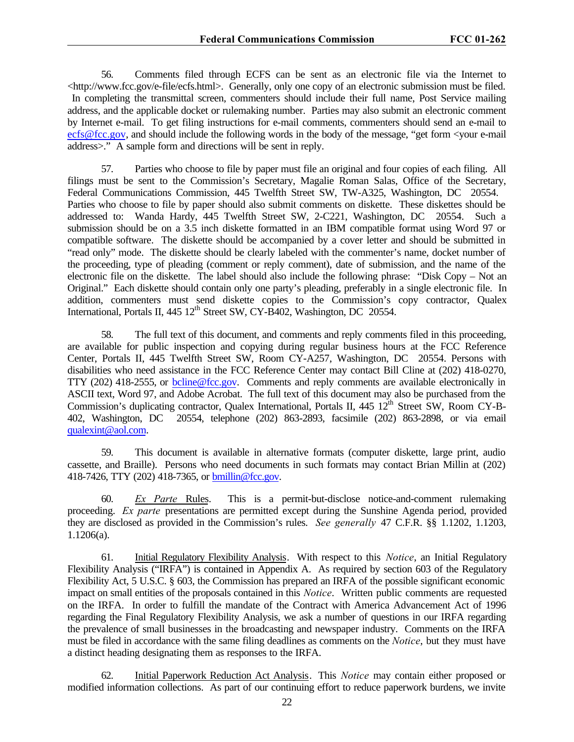56. Comments filed through ECFS can be sent as an electronic file via the Internet to <http://www.fcc.gov/e-file/ecfs.html>. Generally, only one copy of an electronic submission must be filed. In completing the transmittal screen, commenters should include their full name, Post Service mailing address, and the applicable docket or rulemaking number. Parties may also submit an electronic comment by Internet e-mail. To get filing instructions for e-mail comments, commenters should send an e-mail to ecfs@fcc.gov, and should include the following words in the body of the message, "get form <your e-mail address>." A sample form and directions will be sent in reply.

57. Parties who choose to file by paper must file an original and four copies of each filing. All filings must be sent to the Commission's Secretary, Magalie Roman Salas, Office of the Secretary, Federal Communications Commission, 445 Twelfth Street SW, TW-A325, Washington, DC 20554. Parties who choose to file by paper should also submit comments on diskette. These diskettes should be addressed to: Wanda Hardy, 445 Twelfth Street SW, 2-C221, Washington, DC 20554. Such a submission should be on a 3.5 inch diskette formatted in an IBM compatible format using Word 97 or compatible software. The diskette should be accompanied by a cover letter and should be submitted in "read only" mode. The diskette should be clearly labeled with the commenter's name, docket number of the proceeding, type of pleading (comment or reply comment), date of submission, and the name of the electronic file on the diskette. The label should also include the following phrase: "Disk Copy – Not an Original." Each diskette should contain only one party's pleading, preferably in a single electronic file. In addition, commenters must send diskette copies to the Commission's copy contractor, Qualex International, Portals II, 445 12th Street SW, CY-B402, Washington, DC 20554.

58. The full text of this document, and comments and reply comments filed in this proceeding, are available for public inspection and copying during regular business hours at the FCC Reference Center, Portals II, 445 Twelfth Street SW, Room CY-A257, Washington, DC 20554. Persons with disabilities who need assistance in the FCC Reference Center may contact Bill Cline at (202) 418-0270, TTY (202) 418-2555, or bcline@fcc.gov. Comments and reply comments are available electronically in ASCII text, Word 97, and Adobe Acrobat. The full text of this document may also be purchased from the Commission's duplicating contractor, Qualex International, Portals II, 445 12th Street SW, Room CY-B-402, Washington, DC 20554, telephone (202) 863-2893, facsimile (202) 863-2898, or via email qualexint@aol.com.

59. This document is available in alternative formats (computer diskette, large print, audio cassette, and Braille). Persons who need documents in such formats may contact Brian Millin at (202) 418-7426, TTY (202) 418-7365, or bmillin@fcc.gov.

60. *Ex Parte* Rules. This is a permit-but-disclose notice-and-comment rulemaking proceeding. *Ex parte* presentations are permitted except during the Sunshine Agenda period, provided they are disclosed as provided in the Commission's rules. *See generally* 47 C.F.R. §§ 1.1202, 1.1203, 1.1206(a).

61. Initial Regulatory Flexibility Analysis. With respect to this *Notice*, an Initial Regulatory Flexibility Analysis ("IRFA") is contained in Appendix A. As required by section 603 of the Regulatory Flexibility Act, 5 U.S.C. § 603, the Commission has prepared an IRFA of the possible significant economic impact on small entities of the proposals contained in this *Notice*. Written public comments are requested on the IRFA. In order to fulfill the mandate of the Contract with America Advancement Act of 1996 regarding the Final Regulatory Flexibility Analysis, we ask a number of questions in our IRFA regarding the prevalence of small businesses in the broadcasting and newspaper industry. Comments on the IRFA must be filed in accordance with the same filing deadlines as comments on the *Notice*, but they must have a distinct heading designating them as responses to the IRFA.

62. Initial Paperwork Reduction Act Analysis. This *Notice* may contain either proposed or modified information collections. As part of our continuing effort to reduce paperwork burdens, we invite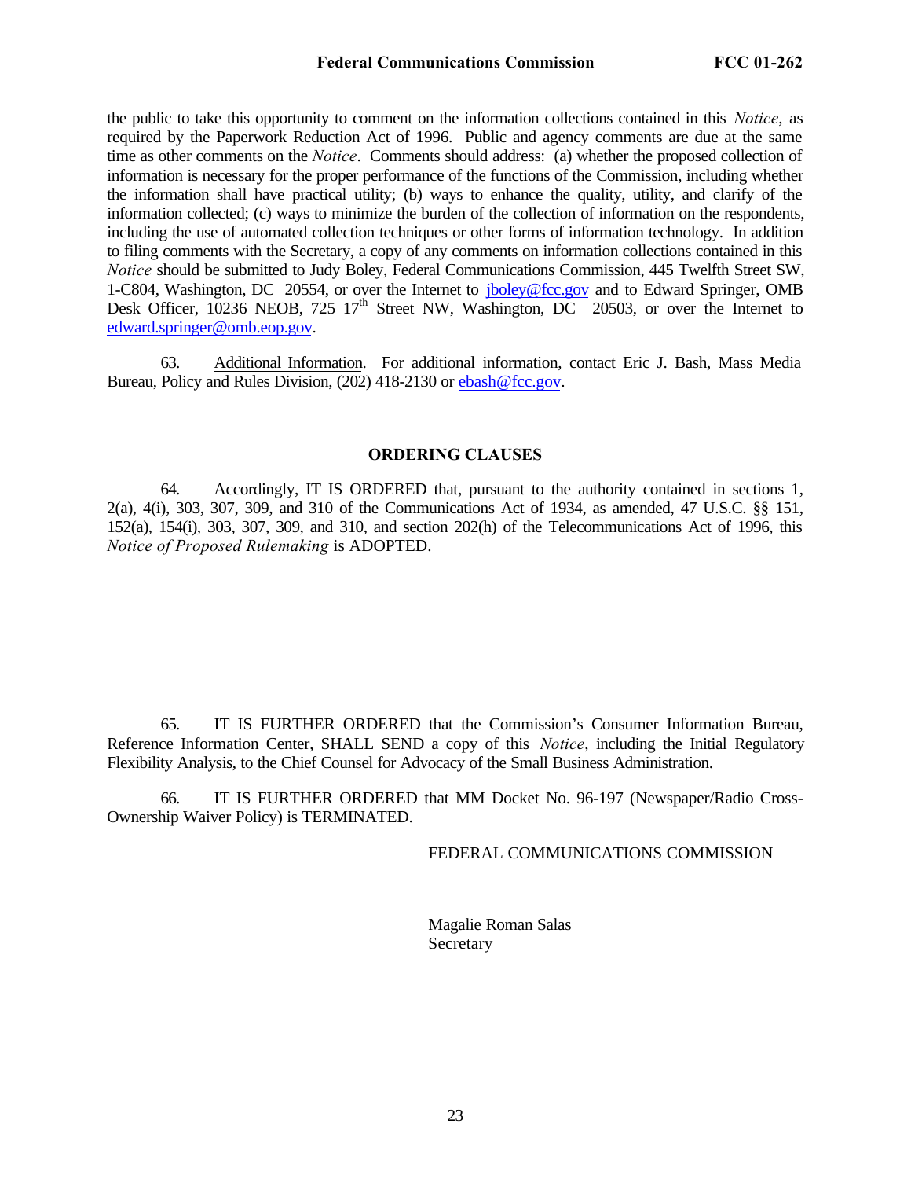the public to take this opportunity to comment on the information collections contained in this *Notice*, as required by the Paperwork Reduction Act of 1996. Public and agency comments are due at the same time as other comments on the *Notice*. Comments should address: (a) whether the proposed collection of information is necessary for the proper performance of the functions of the Commission, including whether the information shall have practical utility; (b) ways to enhance the quality, utility, and clarify of the information collected; (c) ways to minimize the burden of the collection of information on the respondents, including the use of automated collection techniques or other forms of information technology. In addition to filing comments with the Secretary, a copy of any comments on information collections contained in this *Notice* should be submitted to Judy Boley, Federal Communications Commission, 445 Twelfth Street SW, 1-C804, Washington, DC 20554, or over the Internet to jboley@fcc.gov and to Edward Springer, OMB Desk Officer, 10236 NEOB, 725 17th Street NW, Washington, DC 20503, or over the Internet to edward.springer@omb.eop.gov.

63. Additional Information. For additional information, contact Eric J. Bash, Mass Media Bureau, Policy and Rules Division, (202) 418-2130 or ebash@fcc.gov.

## ORDERING CLAUSES

64. Accordingly, IT IS ORDERED that, pursuant to the authority contained in sections 1, 2(a), 4(i), 303, 307, 309, and 310 of the Communications Act of 1934, as amended, 47 U.S.C. §§ 151, 152(a), 154(i), 303, 307, 309, and 310, and section 202(h) of the Telecommunications Act of 1996, this *Notice of Proposed Rulemaking* is ADOPTED.

65. IT IS FURTHER ORDERED that the Commission's Consumer Information Bureau, Reference Information Center, SHALL SEND a copy of this *Notice*, including the Initial Regulatory Flexibility Analysis, to the Chief Counsel for Advocacy of the Small Business Administration.

66. IT IS FURTHER ORDERED that MM Docket No. 96-197 (Newspaper/Radio Cross-Ownership Waiver Policy) is TERMINATED.

FEDERAL COMMUNICATIONS COMMISSION

Magalie Roman Salas
Secretary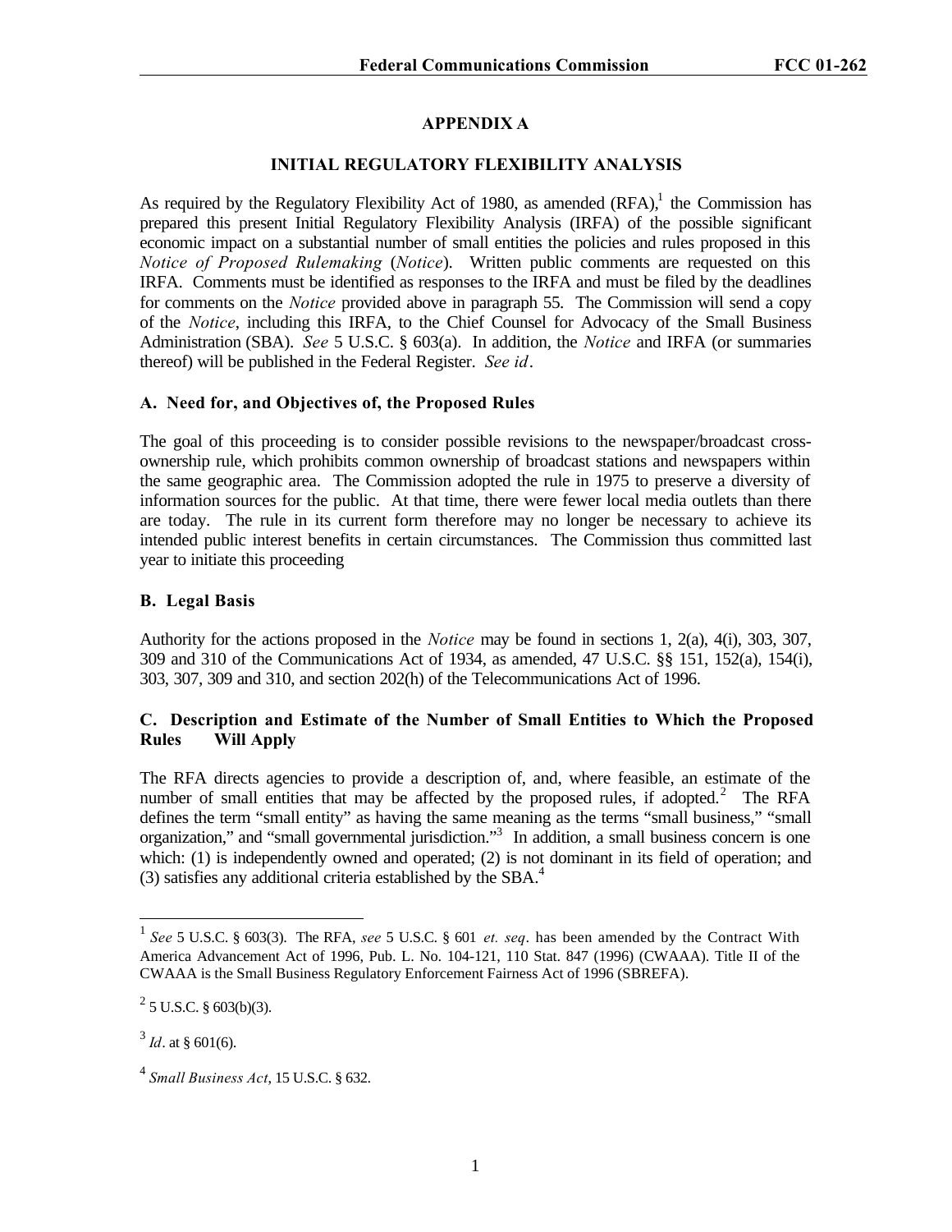## APPENDIX A

## INITIAL REGULATORY FLEXIBILITY ANALYSIS

As required by the Regulatory Flexibility Act of 1980, as amended (RFA),[1] the Commission has prepared this present Initial Regulatory Flexibility Analysis (IRFA) of the possible significant economic impact on a substantial number of small entities the policies and rules proposed in this *Notice of Proposed Rulemaking* (*Notice*). Written public comments are requested on this IRFA. Comments must be identified as responses to the IRFA and must be filed by the deadlines for comments on the *Notice* provided above in paragraph 55. The Commission will send a copy of the *Notice*, including this IRFA, to the Chief Counsel for Advocacy of the Small Business Administration (SBA). *See* 5 U.S.C. § 603(a). In addition, the *Notice* and IRFA (or summaries thereof) will be published in the Federal Register. *See id*.

### A. Need for, and Objectives of, the Proposed Rules

The goal of this proceeding is to consider possible revisions to the newspaper/broadcast cross-ownership rule, which prohibits common ownership of broadcast stations and newspapers within the same geographic area. The Commission adopted the rule in 1975 to preserve a diversity of information sources for the public. At that time, there were fewer local media outlets than there are today. The rule in its current form therefore may no longer be necessary to achieve its intended public interest benefits in certain circumstances. The Commission thus committed last year to initiate this proceeding

### B. Legal Basis

Authority for the actions proposed in the *Notice* may be found in sections 1, 2(a), 4(i), 303, 307, 309 and 310 of the Communications Act of 1934, as amended, 47 U.S.C. §§ 151, 152(a), 154(i), 303, 307, 309 and 310, and section 202(h) of the Telecommunications Act of 1996.

### C. Description and Estimate of the Number of Small Entities to Which the Proposed Rules Will Apply

The RFA directs agencies to provide a description of, and, where feasible, an estimate of the number of small entities that may be affected by the proposed rules, if adopted.[2] The RFA defines the term "small entity" as having the same meaning as the terms "small business," "small organization," and "small governmental jurisdiction."[3] In addition, a small business concern is one which: (1) is independently owned and operated; (2) is not dominant in its field of operation; and (3) satisfies any additional criteria established by the SBA.[4]

---

[1] *See* 5 U.S.C. § 603(3). The RFA, *see* 5 U.S.C. § 601 *et. seq*. has been amended by the Contract With America Advancement Act of 1996, Pub. L. No. 104-121, 110 Stat. 847 (1996) (CWAAA). Title II of the CWAAA is the Small Business Regulatory Enforcement Fairness Act of 1996 (SBREFA).

[2] 5 U.S.C. § 603(b)(3).

[3] *Id*. at § 601(6).

[4] *Small Business Act*, 15 U.S.C. § 632.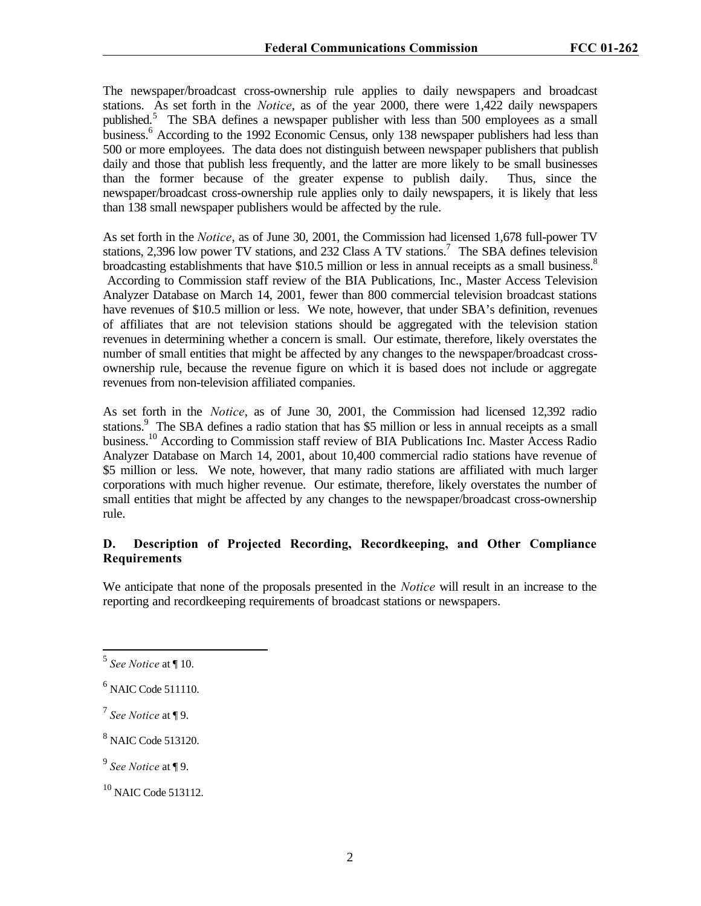The newspaper/broadcast cross-ownership rule applies to daily newspapers and broadcast stations. As set forth in the *Notice*, as of the year 2000, there were 1,422 daily newspapers published.[5] The SBA defines a newspaper publisher with less than 500 employees as a small business.[6] According to the 1992 Economic Census, only 138 newspaper publishers had less than 500 or more employees. The data does not distinguish between newspaper publishers that publish daily and those that publish less frequently, and the latter are more likely to be small businesses than the former because of the greater expense to publish daily. Thus, since the newspaper/broadcast cross-ownership rule applies only to daily newspapers, it is likely that less than 138 small newspaper publishers would be affected by the rule.

As set forth in the *Notice*, as of June 30, 2001, the Commission had licensed 1,678 full-power TV stations, 2,396 low power TV stations, and 232 Class A TV stations.[7] The SBA defines television broadcasting establishments that have \$10.5 million or less in annual receipts as a small business.[8] According to Commission staff review of the BIA Publications, Inc., Master Access Television Analyzer Database on March 14, 2001, fewer than 800 commercial television broadcast stations have revenues of \$10.5 million or less. We note, however, that under SBA's definition, revenues of affiliates that are not television stations should be aggregated with the television station revenues in determining whether a concern is small. Our estimate, therefore, likely overstates the number of small entities that might be affected by any changes to the newspaper/broadcast cross-ownership rule, because the revenue figure on which it is based does not include or aggregate revenues from non-television affiliated companies.

As set forth in the *Notice*, as of June 30, 2001, the Commission had licensed 12,392 radio stations.[9] The SBA defines a radio station that has \$5 million or less in annual receipts as a small business.[10] According to Commission staff review of BIA Publications Inc. Master Access Radio Analyzer Database on March 14, 2001, about 10,400 commercial radio stations have revenue of \$5 million or less. We note, however, that many radio stations are affiliated with much larger corporations with much higher revenue. Our estimate, therefore, likely overstates the number of small entities that might be affected by any changes to the newspaper/broadcast cross-ownership rule.

### D. Description of Projected Recording, Recordkeeping, and Other Compliance Requirements

We anticipate that none of the proposals presented in the *Notice* will result in an increase to the reporting and recordkeeping requirements of broadcast stations or newspapers.

---

[5] *See Notice* at ¶ 10.

[6] NAIC Code 511110.

[7] *See Notice* at ¶ 9.

[8] NAIC Code 513120.

[9] *See Notice* at ¶ 9.

[10] NAIC Code 513112.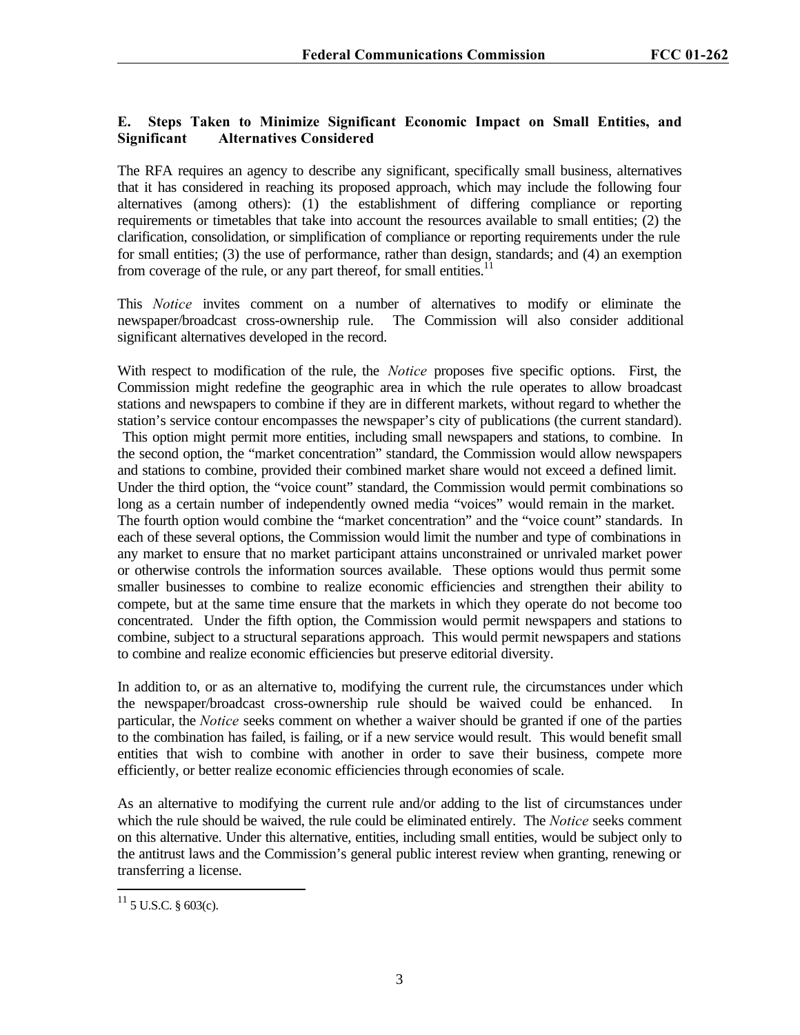### E. Steps Taken to Minimize Significant Economic Impact on Small Entities, and Significant Alternatives Considered

The RFA requires an agency to describe any significant, specifically small business, alternatives that it has considered in reaching its proposed approach, which may include the following four alternatives (among others): (1) the establishment of differing compliance or reporting requirements or timetables that take into account the resources available to small entities; (2) the clarification, consolidation, or simplification of compliance or reporting requirements under the rule for small entities; (3) the use of performance, rather than design, standards; and (4) an exemption from coverage of the rule, or any part thereof, for small entities.[11]

This *Notice* invites comment on a number of alternatives to modify or eliminate the newspaper/broadcast cross-ownership rule. The Commission will also consider additional significant alternatives developed in the record.

With respect to modification of the rule, the *Notice* proposes five specific options. First, the Commission might redefine the geographic area in which the rule operates to allow broadcast stations and newspapers to combine if they are in different markets, without regard to whether the station's service contour encompasses the newspaper's city of publications (the current standard). This option might permit more entities, including small newspapers and stations, to combine. In the second option, the "market concentration" standard, the Commission would allow newspapers and stations to combine, provided their combined market share would not exceed a defined limit. Under the third option, the "voice count" standard, the Commission would permit combinations so long as a certain number of independently owned media "voices" would remain in the market. The fourth option would combine the "market concentration" and the "voice count" standards. In each of these several options, the Commission would limit the number and type of combinations in any market to ensure that no market participant attains unconstrained or unrivaled market power or otherwise controls the information sources available. These options would thus permit some smaller businesses to combine to realize economic efficiencies and strengthen their ability to compete, but at the same time ensure that the markets in which they operate do not become too concentrated. Under the fifth option, the Commission would permit newspapers and stations to combine, subject to a structural separations approach. This would permit newspapers and stations to combine and realize economic efficiencies but preserve editorial diversity.

In addition to, or as an alternative to, modifying the current rule, the circumstances under which the newspaper/broadcast cross-ownership rule should be waived could be enhanced. In particular, the *Notice* seeks comment on whether a waiver should be granted if one of the parties to the combination has failed, is failing, or if a new service would result. This would benefit small entities that wish to combine with another in order to save their business, compete more efficiently, or better realize economic efficiencies through economies of scale.

As an alternative to modifying the current rule and/or adding to the list of circumstances under which the rule should be waived, the rule could be eliminated entirely. The *Notice* seeks comment on this alternative. Under this alternative, entities, including small entities, would be subject only to the antitrust laws and the Commission's general public interest review when granting, renewing or transferring a license.

[11] 5 U.S.C. § 603(c).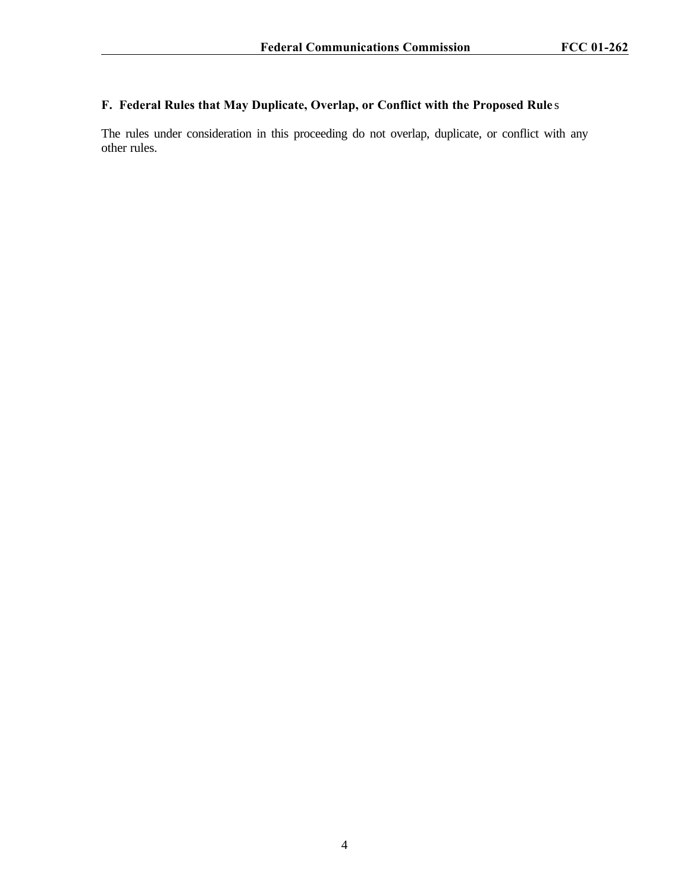### F. Federal Rules that May Duplicate, Overlap, or Conflict with the Proposed Rules

The rules under consideration in this proceeding do not overlap, duplicate, or conflict with any other rules.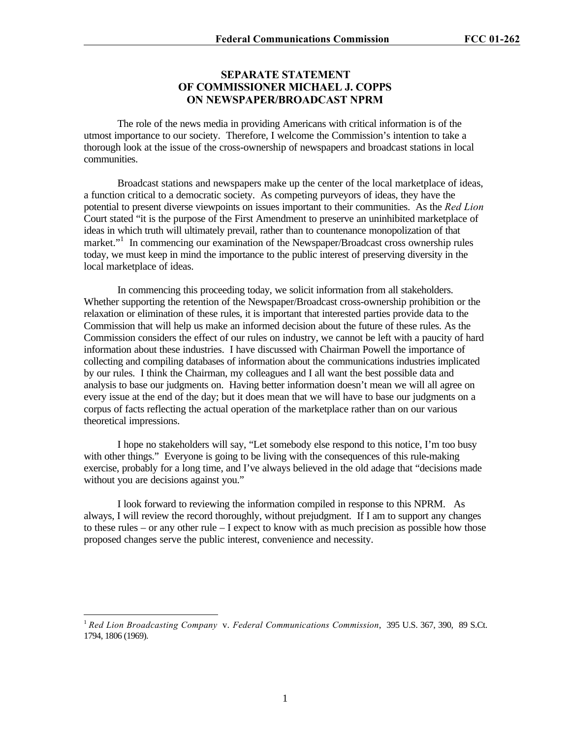# SEPARATE STATEMENT OF COMMISSIONER MICHAEL J. COPPS ON NEWSPAPER/BROADCAST NPRM

The role of the news media in providing Americans with critical information is of the utmost importance to our society. Therefore, I welcome the Commission's intention to take a thorough look at the issue of the cross-ownership of newspapers and broadcast stations in local communities.

Broadcast stations and newspapers make up the center of the local marketplace of ideas, a function critical to a democratic society. As competing purveyors of ideas, they have the potential to present diverse viewpoints on issues important to their communities. As the *Red Lion* Court stated "it is the purpose of the First Amendment to preserve an uninhibited marketplace of ideas in which truth will ultimately prevail, rather than to countenance monopolization of that market."[1] In commencing our examination of the Newspaper/Broadcast cross ownership rules today, we must keep in mind the importance to the public interest of preserving diversity in the local marketplace of ideas.

In commencing this proceeding today, we solicit information from all stakeholders. Whether supporting the retention of the Newspaper/Broadcast cross-ownership prohibition or the relaxation or elimination of these rules, it is important that interested parties provide data to the Commission that will help us make an informed decision about the future of these rules. As the Commission considers the effect of our rules on industry, we cannot be left with a paucity of hard information about these industries. I have discussed with Chairman Powell the importance of collecting and compiling databases of information about the communications industries implicated by our rules. I think the Chairman, my colleagues and I all want the best possible data and analysis to base our judgments on. Having better information doesn't mean we will all agree on every issue at the end of the day; but it does mean that we will have to base our judgments on a corpus of facts reflecting the actual operation of the marketplace rather than on our various theoretical impressions.

I hope no stakeholders will say, "Let somebody else respond to this notice, I'm too busy with other things." Everyone is going to be living with the consequences of this rule-making exercise, probably for a long time, and I've always believed in the old adage that "decisions made without you are decisions against you."

I look forward to reviewing the information compiled in response to this NPRM. As always, I will review the record thoroughly, without prejudgment. If I am to support any changes to these rules – or any other rule – I expect to know with as much precision as possible how those proposed changes serve the public interest, convenience and necessity.

---

[1] *Red Lion Broadcasting Company* v. *Federal Communications Commission*, 395 U.S. 367, 390, 89 S.Ct. 1794, 1806 (1969).